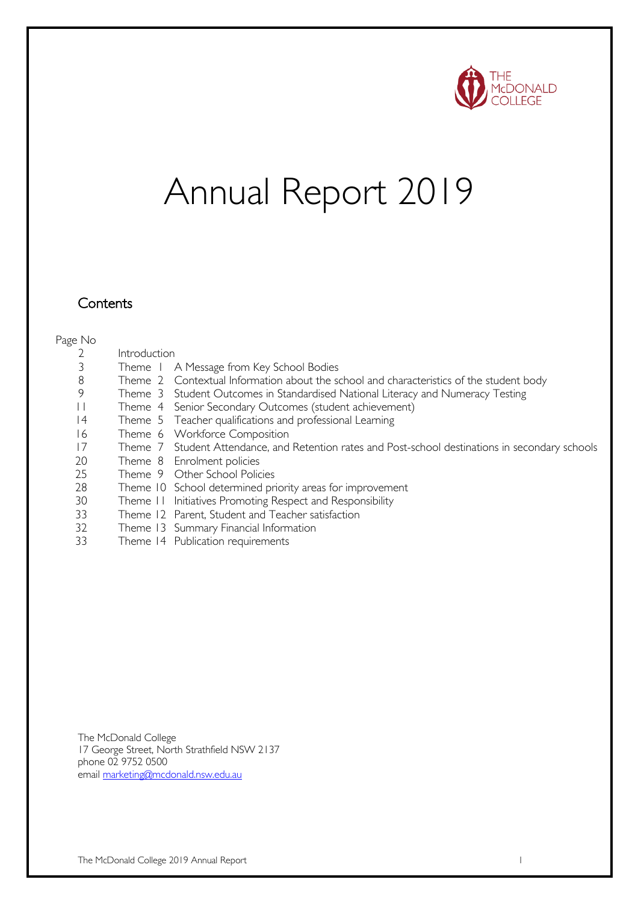THE McDONALD COLLEGE

# Annual Report 2019

## Contents

| Page No | | |
|---|---|---|
| 2 | Introduction | |
| 3 | Theme 1 | A Message from Key School Bodies |
| 8 | Theme 2 | Contextual Information about the school and characteristics of the student body |
| 9 | Theme 3 | Student Outcomes in Standardised National Literacy and Numeracy Testing |
| 11 | Theme 4 | Senior Secondary Outcomes (student achievement) |
| 14 | Theme 5 | Teacher qualifications and professional Learning |
| 16 | Theme 6 | Workforce Composition |
| 17 | Theme 7 | Student Attendance, and Retention rates and Post-school destinations in secondary schools |
| 20 | Theme 8 | Enrolment policies |
| 25 | Theme 9 | Other School Policies |
| 28 | Theme 10 | School determined priority areas for improvement |
| 30 | Theme 11 | Initiatives Promoting Respect and Responsibility |
| 33 | Theme 12 | Parent, Student and Teacher satisfaction |
| 32 | Theme 13 | Summary Financial Information |
| 33 | Theme 14 | Publication requirements |

The McDonald College
17 George Street, North Strathfield NSW 2137
phone 02 9752 0500
email marketing@mcdonald.nsw.edu.au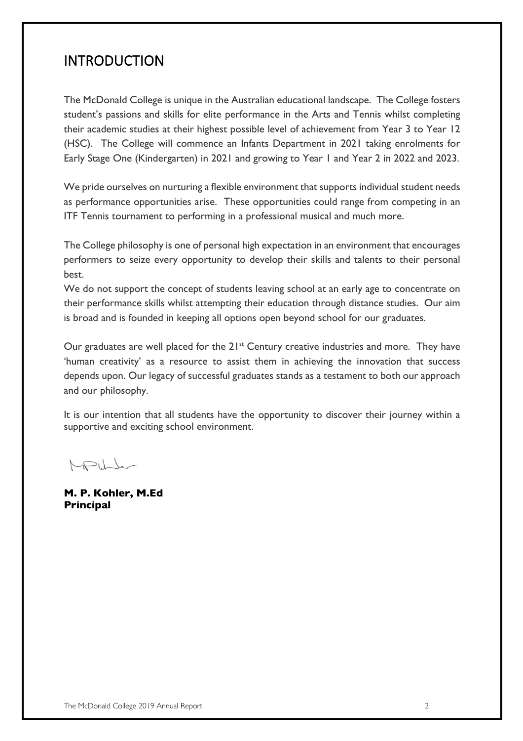# INTRODUCTION

The McDonald College is unique in the Australian educational landscape. The College fosters student's passions and skills for elite performance in the Arts and Tennis whilst completing their academic studies at their highest possible level of achievement from Year 3 to Year 12 (HSC). The College will commence an Infants Department in 2021 taking enrolments for Early Stage One (Kindergarten) in 2021 and growing to Year 1 and Year 2 in 2022 and 2023.

We pride ourselves on nurturing a flexible environment that supports individual student needs as performance opportunities arise. These opportunities could range from competing in an ITF Tennis tournament to performing in a professional musical and much more.

The College philosophy is one of personal high expectation in an environment that encourages performers to seize every opportunity to develop their skills and talents to their personal best.

We do not support the concept of students leaving school at an early age to concentrate on their performance skills whilst attempting their education through distance studies. Our aim is broad and is founded in keeping all options open beyond school for our graduates.

Our graduates are well placed for the 21st Century creative industries and more. They have 'human creativity' as a resource to assist them in achieving the innovation that success depends upon. Our legacy of successful graduates stands as a testament to both our approach and our philosophy.

It is our intention that all students have the opportunity to discover their journey within a supportive and exciting school environment.

**M. P. Kohler, M.Ed**
**Principal**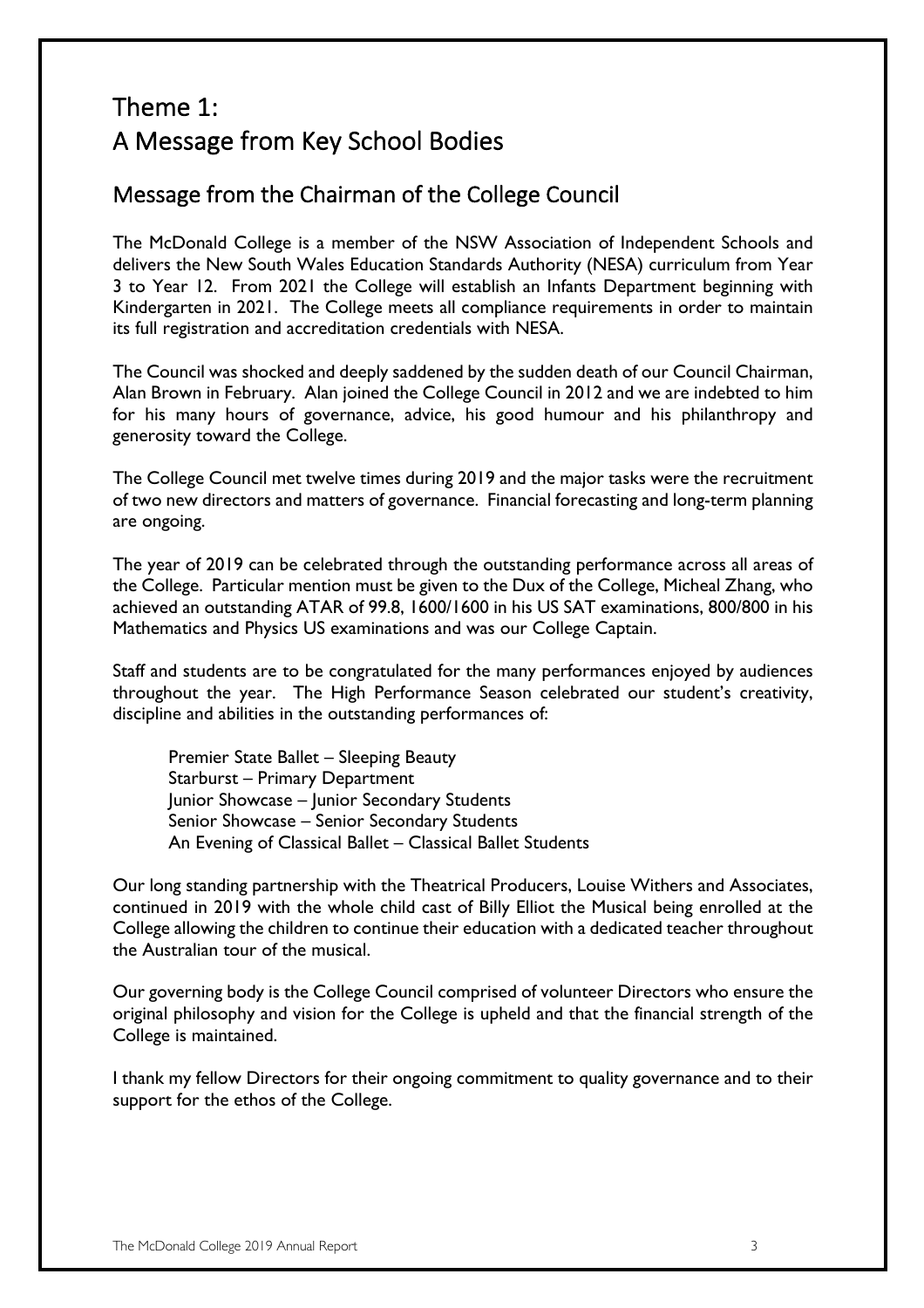# Theme 1:
# A Message from Key School Bodies

## Message from the Chairman of the College Council

The McDonald College is a member of the NSW Association of Independent Schools and delivers the New South Wales Education Standards Authority (NESA) curriculum from Year 3 to Year 12. From 2021 the College will establish an Infants Department beginning with Kindergarten in 2021. The College meets all compliance requirements in order to maintain its full registration and accreditation credentials with NESA.

The Council was shocked and deeply saddened by the sudden death of our Council Chairman, Alan Brown in February. Alan joined the College Council in 2012 and we are indebted to him for his many hours of governance, advice, his good humour and his philanthropy and generosity toward the College.

The College Council met twelve times during 2019 and the major tasks were the recruitment of two new directors and matters of governance. Financial forecasting and long-term planning are ongoing.

The year of 2019 can be celebrated through the outstanding performance across all areas of the College. Particular mention must be given to the Dux of the College, Micheal Zhang, who achieved an outstanding ATAR of 99.8, 1600/1600 in his US SAT examinations, 800/800 in his Mathematics and Physics US examinations and was our College Captain.

Staff and students are to be congratulated for the many performances enjoyed by audiences throughout the year. The High Performance Season celebrated our student's creativity, discipline and abilities in the outstanding performances of:

Premier State Ballet – Sleeping Beauty
Starburst – Primary Department
Junior Showcase – Junior Secondary Students
Senior Showcase – Senior Secondary Students
An Evening of Classical Ballet – Classical Ballet Students

Our long standing partnership with the Theatrical Producers, Louise Withers and Associates, continued in 2019 with the whole child cast of Billy Elliot the Musical being enrolled at the College allowing the children to continue their education with a dedicated teacher throughout the Australian tour of the musical.

Our governing body is the College Council comprised of volunteer Directors who ensure the original philosophy and vision for the College is upheld and that the financial strength of the College is maintained.

I thank my fellow Directors for their ongoing commitment to quality governance and to their support for the ethos of the College.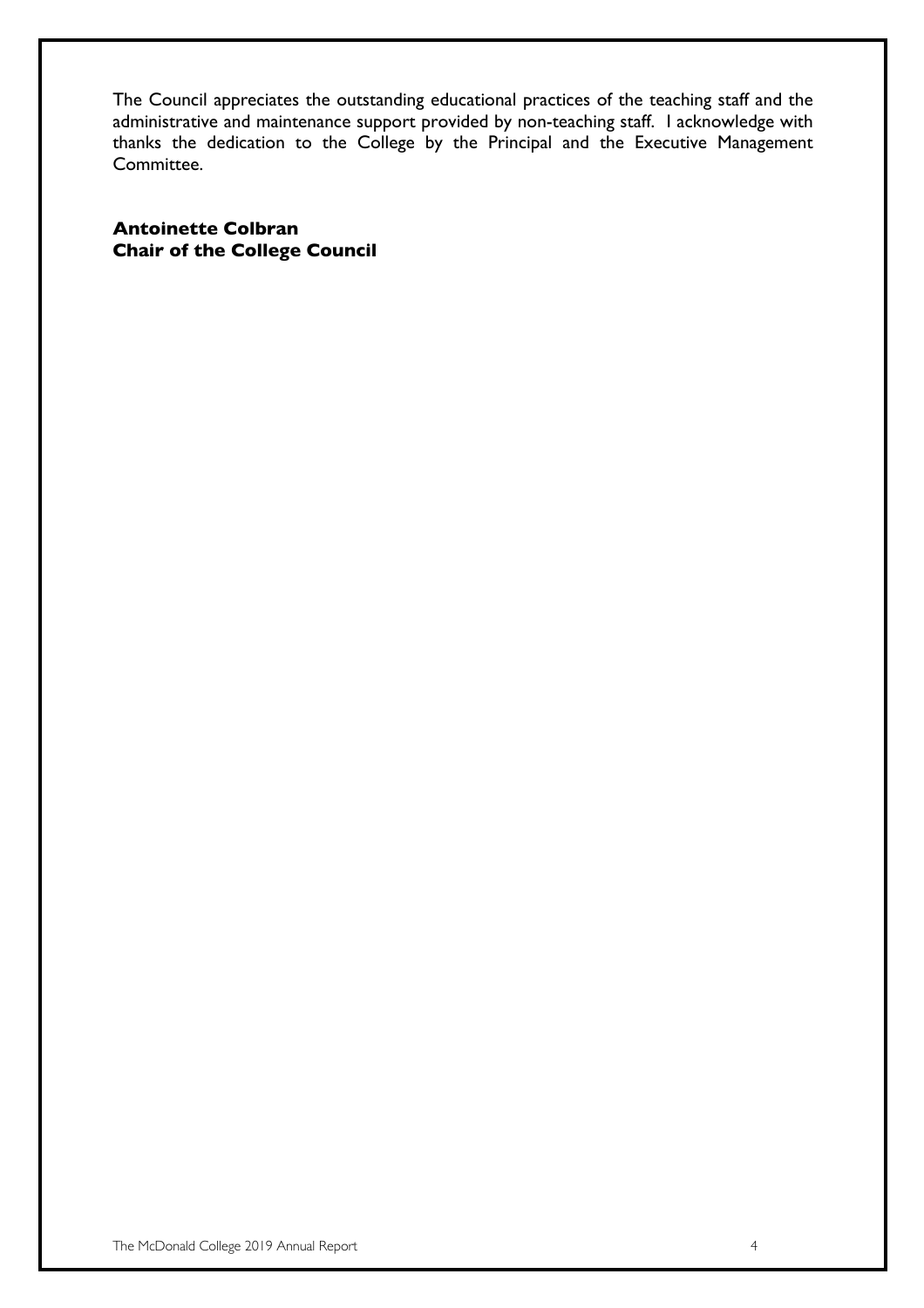The Council appreciates the outstanding educational practices of the teaching staff and the administrative and maintenance support provided by non-teaching staff. I acknowledge with thanks the dedication to the College by the Principal and the Executive Management Committee.

**Antoinette Colbran**
**Chair of the College Council**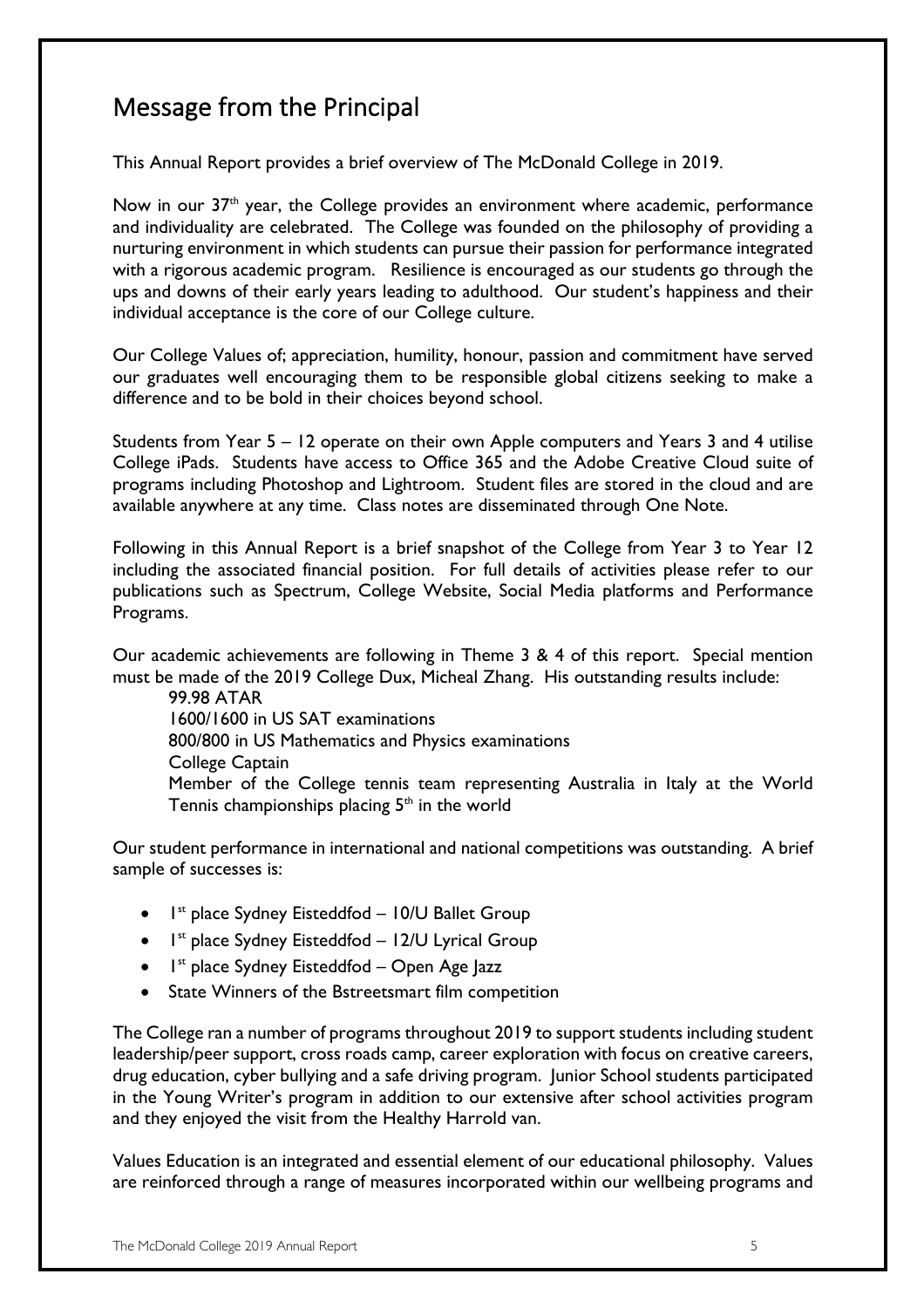## Message from the Principal

This Annual Report provides a brief overview of The McDonald College in 2019.

Now in our 37th year, the College provides an environment where academic, performance and individuality are celebrated. The College was founded on the philosophy of providing a nurturing environment in which students can pursue their passion for performance integrated with a rigorous academic program. Resilience is encouraged as our students go through the ups and downs of their early years leading to adulthood. Our student's happiness and their individual acceptance is the core of our College culture.

Our College Values of; appreciation, humility, honour, passion and commitment have served our graduates well encouraging them to be responsible global citizens seeking to make a difference and to be bold in their choices beyond school.

Students from Year 5 – 12 operate on their own Apple computers and Years 3 and 4 utilise College iPads. Students have access to Office 365 and the Adobe Creative Cloud suite of programs including Photoshop and Lightroom. Student files are stored in the cloud and are available anywhere at any time. Class notes are disseminated through One Note.

Following in this Annual Report is a brief snapshot of the College from Year 3 to Year 12 including the associated financial position. For full details of activities please refer to our publications such as Spectrum, College Website, Social Media platforms and Performance Programs.

Our academic achievements are following in Theme 3 & 4 of this report. Special mention must be made of the 2019 College Dux, Micheal Zhang. His outstanding results include:

99.98 ATAR
1600/1600 in US SAT examinations
800/800 in US Mathematics and Physics examinations
College Captain
Member of the College tennis team representing Australia in Italy at the World Tennis championships placing 5th in the world

Our student performance in international and national competitions was outstanding. A brief sample of successes is:

- 1st place Sydney Eisteddfod – 10/U Ballet Group
- 1st place Sydney Eisteddfod – 12/U Lyrical Group
- 1st place Sydney Eisteddfod – Open Age Jazz
- State Winners of the Bstreetsmart film competition

The College ran a number of programs throughout 2019 to support students including student leadership/peer support, cross roads camp, career exploration with focus on creative careers, drug education, cyber bullying and a safe driving program. Junior School students participated in the Young Writer's program in addition to our extensive after school activities program and they enjoyed the visit from the Healthy Harrold van.

Values Education is an integrated and essential element of our educational philosophy. Values are reinforced through a range of measures incorporated within our wellbeing programs and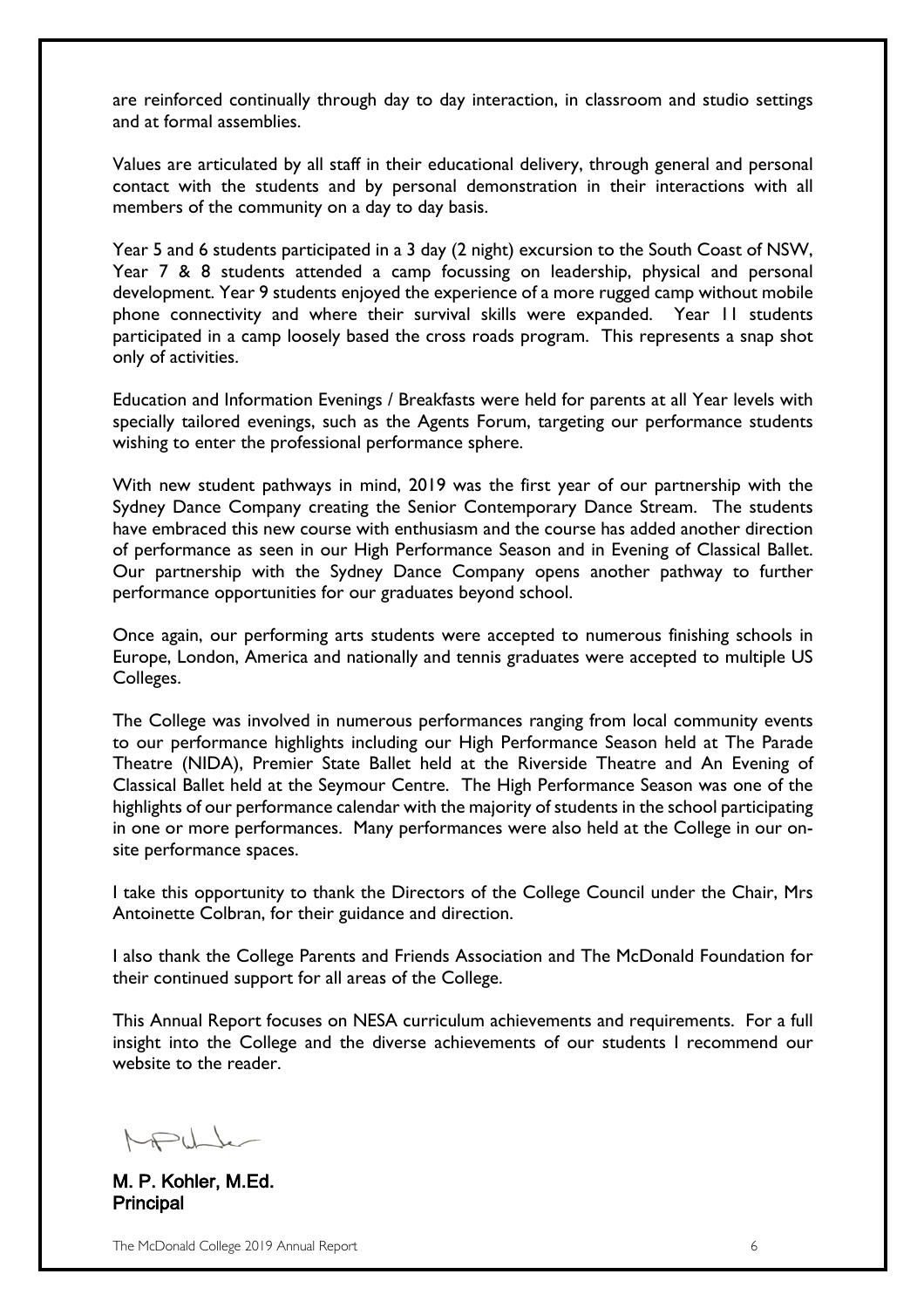are reinforced continually through day to day interaction, in classroom and studio settings and at formal assemblies.

Values are articulated by all staff in their educational delivery, through general and personal contact with the students and by personal demonstration in their interactions with all members of the community on a day to day basis.

Year 5 and 6 students participated in a 3 day (2 night) excursion to the South Coast of NSW, Year 7 & 8 students attended a camp focussing on leadership, physical and personal development. Year 9 students enjoyed the experience of a more rugged camp without mobile phone connectivity and where their survival skills were expanded. Year 11 students participated in a camp loosely based the cross roads program. This represents a snap shot only of activities.

Education and Information Evenings / Breakfasts were held for parents at all Year levels with specially tailored evenings, such as the Agents Forum, targeting our performance students wishing to enter the professional performance sphere.

With new student pathways in mind, 2019 was the first year of our partnership with the Sydney Dance Company creating the Senior Contemporary Dance Stream. The students have embraced this new course with enthusiasm and the course has added another direction of performance as seen in our High Performance Season and in Evening of Classical Ballet. Our partnership with the Sydney Dance Company opens another pathway to further performance opportunities for our graduates beyond school.

Once again, our performing arts students were accepted to numerous finishing schools in Europe, London, America and nationally and tennis graduates were accepted to multiple US Colleges.

The College was involved in numerous performances ranging from local community events to our performance highlights including our High Performance Season held at The Parade Theatre (NIDA), Premier State Ballet held at the Riverside Theatre and An Evening of Classical Ballet held at the Seymour Centre. The High Performance Season was one of the highlights of our performance calendar with the majority of students in the school participating in one or more performances. Many performances were also held at the College in our on-site performance spaces.

I take this opportunity to thank the Directors of the College Council under the Chair, Mrs Antoinette Colbran, for their guidance and direction.

I also thank the College Parents and Friends Association and The McDonald Foundation for their continued support for all areas of the College.

This Annual Report focuses on NESA curriculum achievements and requirements. For a full insight into the College and the diverse achievements of our students I recommend our website to the reader.

**M. P. Kohler, M.Ed.**
**Principal**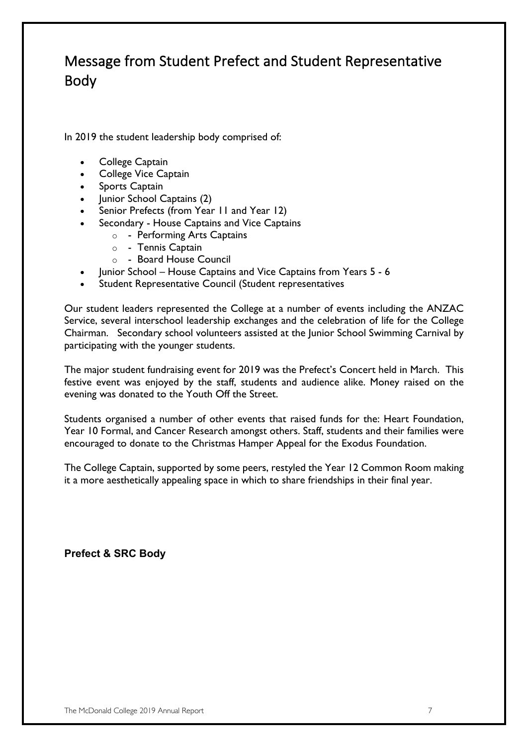# Message from Student Prefect and Student Representative Body

In 2019 the student leadership body comprised of:

- College Captain
- College Vice Captain
- Sports Captain
- Junior School Captains (2)
- Senior Prefects (from Year 11 and Year 12)
- Secondary - House Captains and Vice Captains
  - - Performing Arts Captains
  - - Tennis Captain
  - - Board House Council
- Junior School – House Captains and Vice Captains from Years 5 - 6
- Student Representative Council (Student representatives

Our student leaders represented the College at a number of events including the ANZAC Service, several interschool leadership exchanges and the celebration of life for the College Chairman. Secondary school volunteers assisted at the Junior School Swimming Carnival by participating with the younger students.

The major student fundraising event for 2019 was the Prefect's Concert held in March. This festive event was enjoyed by the staff, students and audience alike. Money raised on the evening was donated to the Youth Off the Street.

Students organised a number of other events that raised funds for the: Heart Foundation, Year 10 Formal, and Cancer Research amongst others. Staff, students and their families were encouraged to donate to the Christmas Hamper Appeal for the Exodus Foundation.

The College Captain, supported by some peers, restyled the Year 12 Common Room making it a more aesthetically appealing space in which to share friendships in their final year.

**Prefect & SRC Body**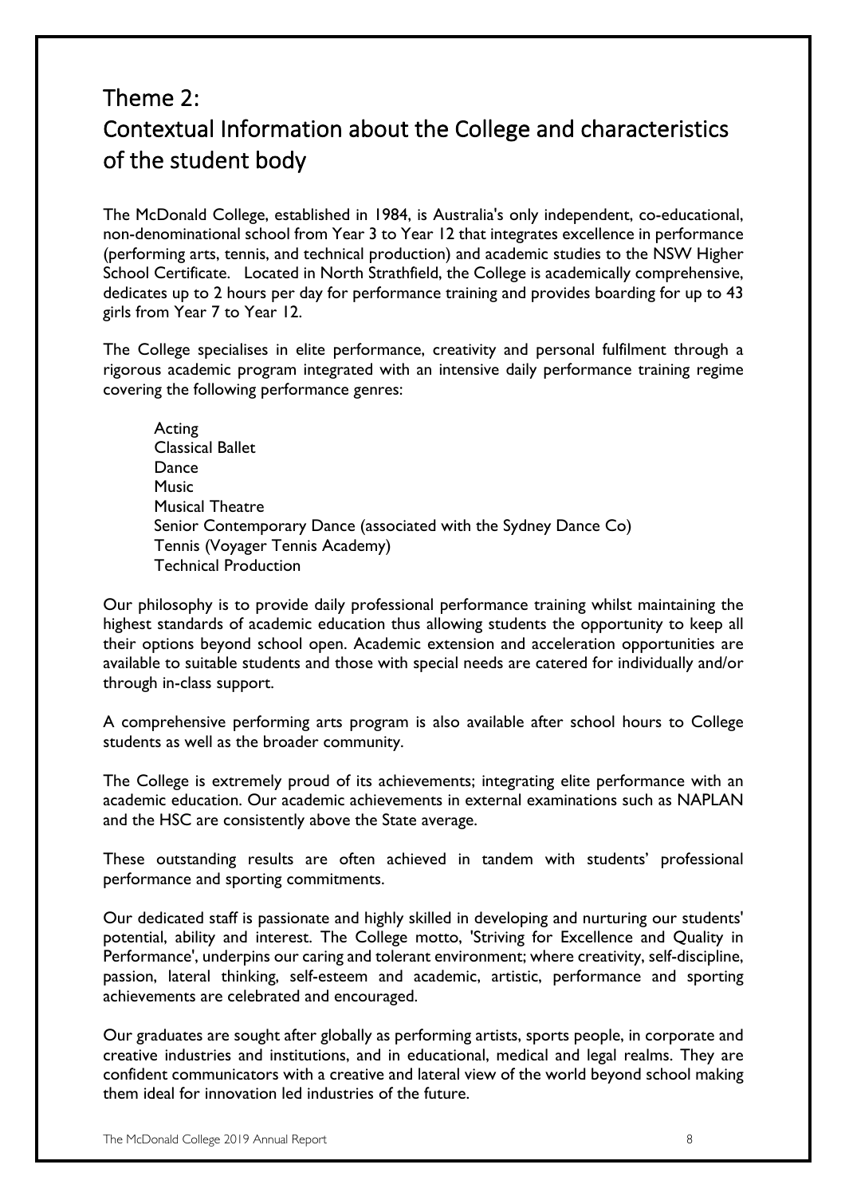# Theme 2:
# Contextual Information about the College and characteristics of the student body

The McDonald College, established in 1984, is Australia's only independent, co-educational, non-denominational school from Year 3 to Year 12 that integrates excellence in performance (performing arts, tennis, and technical production) and academic studies to the NSW Higher School Certificate. Located in North Strathfield, the College is academically comprehensive, dedicates up to 2 hours per day for performance training and provides boarding for up to 43 girls from Year 7 to Year 12.

The College specialises in elite performance, creativity and personal fulfilment through a rigorous academic program integrated with an intensive daily performance training regime covering the following performance genres:

- Acting
- Classical Ballet
- Dance
- Music
- Musical Theatre
- Senior Contemporary Dance (associated with the Sydney Dance Co)
- Tennis (Voyager Tennis Academy)
- Technical Production

Our philosophy is to provide daily professional performance training whilst maintaining the highest standards of academic education thus allowing students the opportunity to keep all their options beyond school open. Academic extension and acceleration opportunities are available to suitable students and those with special needs are catered for individually and/or through in-class support.

A comprehensive performing arts program is also available after school hours to College students as well as the broader community.

The College is extremely proud of its achievements; integrating elite performance with an academic education. Our academic achievements in external examinations such as NAPLAN and the HSC are consistently above the State average.

These outstanding results are often achieved in tandem with students' professional performance and sporting commitments.

Our dedicated staff is passionate and highly skilled in developing and nurturing our students' potential, ability and interest. The College motto, 'Striving for Excellence and Quality in Performance', underpins our caring and tolerant environment; where creativity, self-discipline, passion, lateral thinking, self-esteem and academic, artistic, performance and sporting achievements are celebrated and encouraged.

Our graduates are sought after globally as performing artists, sports people, in corporate and creative industries and institutions, and in educational, medical and legal realms. They are confident communicators with a creative and lateral view of the world beyond school making them ideal for innovation led industries of the future.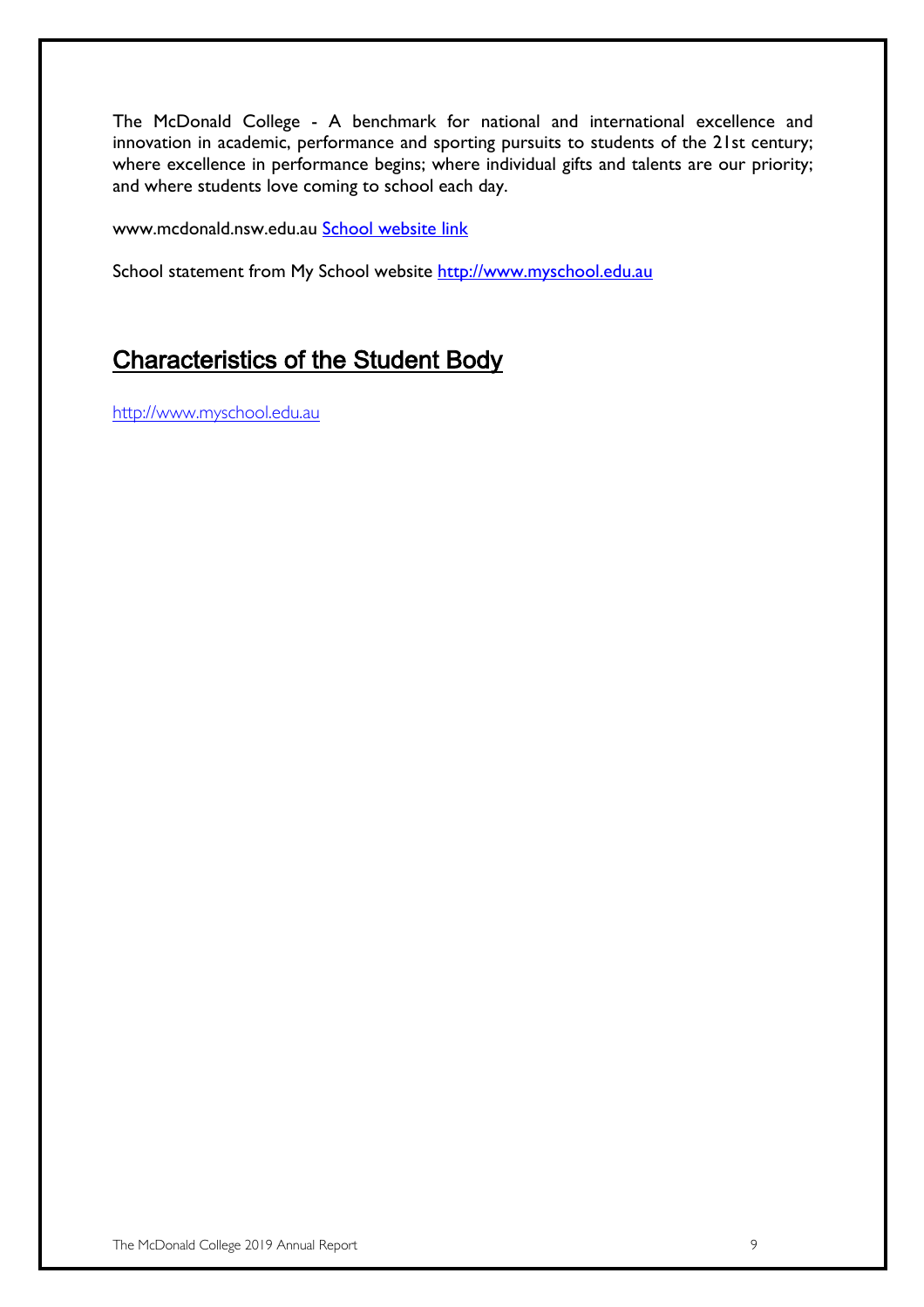The McDonald College - A benchmark for national and international excellence and innovation in academic, performance and sporting pursuits to students of the 21st century; where excellence in performance begins; where individual gifts and talents are our priority; and where students love coming to school each day.

www.mcdonald.nsw.edu.au School website link

School statement from My School website http://www.myschool.edu.au

## Characteristics of the Student Body

http://www.myschool.edu.au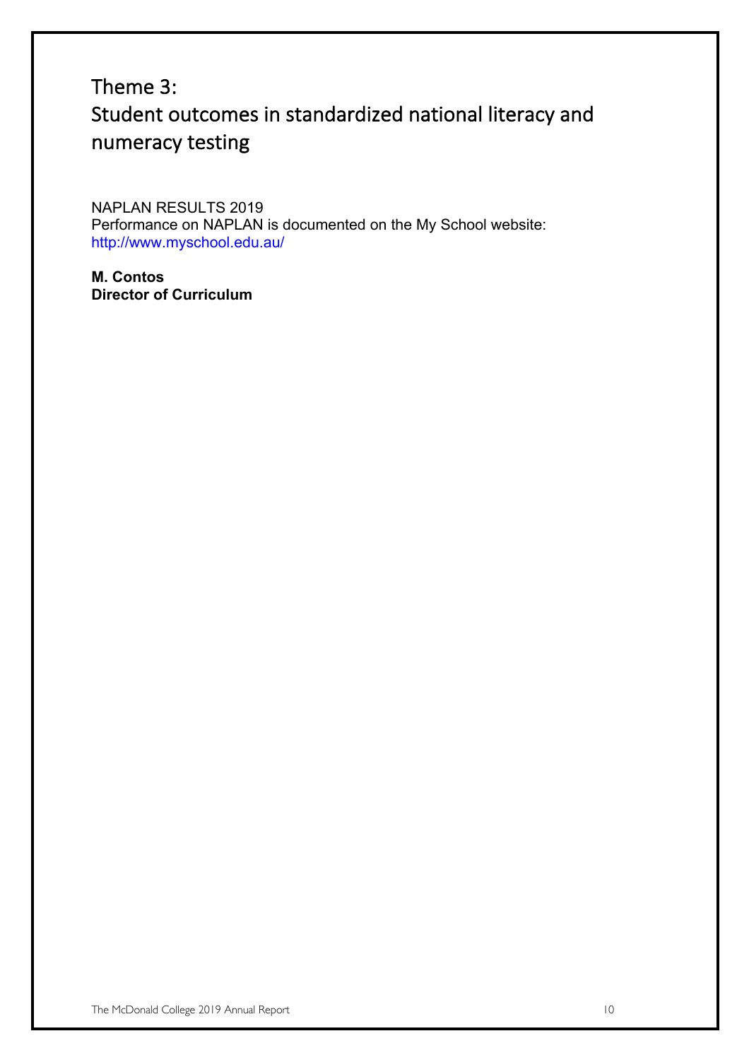# Theme 3:
# Student outcomes in standardized national literacy and numeracy testing

NAPLAN RESULTS 2019
Performance on NAPLAN is documented on the My School website:
http://www.myschool.edu.au/

**M. Contos**
**Director of Curriculum**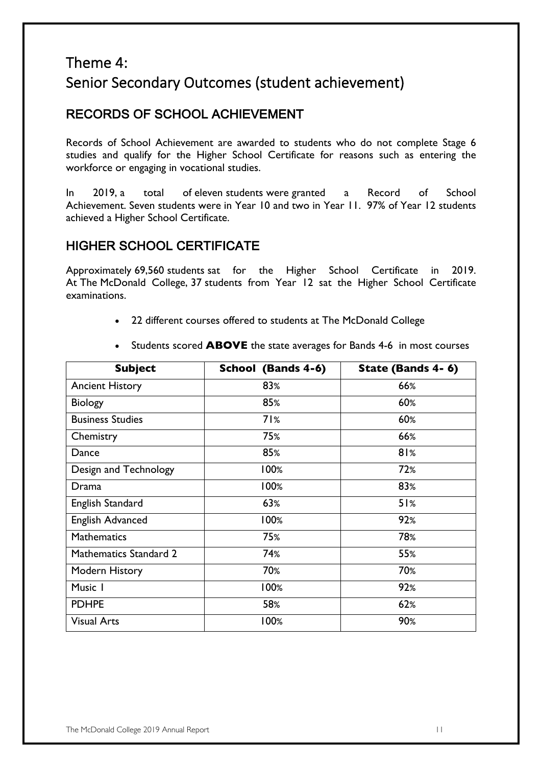# Theme 4:
# Senior Secondary Outcomes (student achievement)

## RECORDS OF SCHOOL ACHIEVEMENT

Records of School Achievement are awarded to students who do not complete Stage 6 studies and qualify for the Higher School Certificate for reasons such as entering the workforce or engaging in vocational studies.

In 2019, a total of eleven students were granted a Record of School Achievement. Seven students were in Year 10 and two in Year 11. 97% of Year 12 students achieved a Higher School Certificate.

## HIGHER SCHOOL CERTIFICATE

Approximately 69,560 students sat for the Higher School Certificate in 2019. At The McDonald College, 37 students from Year 12 sat the Higher School Certificate examinations.

- 22 different courses offered to students at The McDonald College
- Students scored **ABOVE** the state averages for Bands 4-6 in most courses

| Subject | School (Bands 4-6) | State (Bands 4- 6) |
|---|---|---|
| Ancient History | 83% | 66% |
| Biology | 85% | 60% |
| Business Studies | 71% | 60% |
| Chemistry | 75% | 66% |
| Dance | 85% | 81% |
| Design and Technology | 100% | 72% |
| Drama | 100% | 83% |
| English Standard | 63% | 51% |
| English Advanced | 100% | 92% |
| Mathematics | 75% | 78% |
| Mathematics Standard 2 | 74% | 55% |
| Modern History | 70% | 70% |
| Music 1 | 100% | 92% |
| PDHPE | 58% | 62% |
| Visual Arts | 100% | 90% |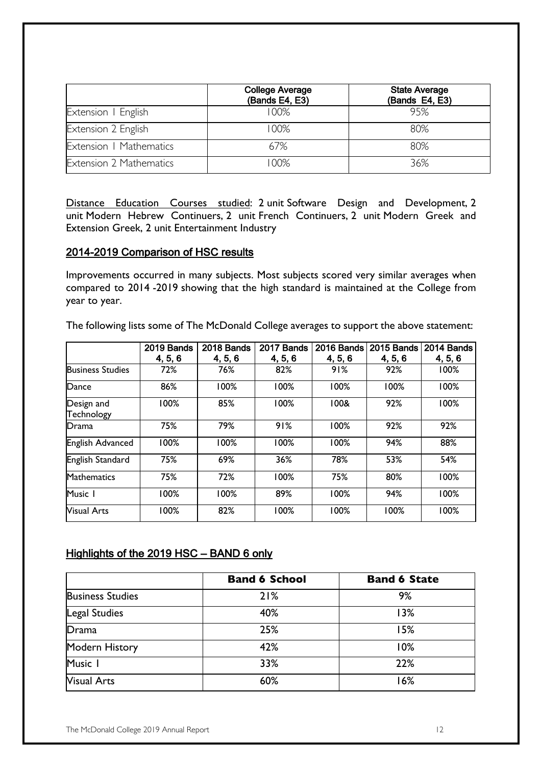| | College Average (Bands E4, E3) | State Average (Bands E4, E3) |
|---|---|---|
| Extension 1 English | 100% | 95% |
| Extension 2 English | 100% | 80% |
| Extension 1 Mathematics | 67% | 80% |
| Extension 2 Mathematics | 100% | 36% |

Distance Education Courses studied: 2 unit Software Design and Development, 2 unit Modern Hebrew Continuers, 2 unit French Continuers, 2 unit Modern Greek and Extension Greek, 2 unit Entertainment Industry

## 2014-2019 Comparison of HSC results

Improvements occurred in many subjects. Most subjects scored very similar averages when compared to 2014 -2019 showing that the high standard is maintained at the College from year to year.

The following lists some of The McDonald College averages to support the above statement:

| | 2019 Bands 4, 5, 6 | 2018 Bands 4, 5, 6 | 2017 Bands 4, 5, 6 | 2016 Bands 4, 5, 6 | 2015 Bands 4, 5, 6 | 2014 Bands 4, 5, 6 |
|---|---|---|---|---|---|---|
| Business Studies | 72% | 76% | 82% | 91% | 92% | 100% |
| Dance | 86% | 100% | 100% | 100% | 100% | 100% |
| Design and Technology | 100% | 85% | 100% | 100& | 92% | 100% |
| Drama | 75% | 79% | 91% | 100% | 92% | 92% |
| English Advanced | 100% | 100% | 100% | 100% | 94% | 88% |
| English Standard | 75% | 69% | 36% | 78% | 53% | 54% |
| Mathematics | 75% | 72% | 100% | 75% | 80% | 100% |
| Music 1 | 100% | 100% | 89% | 100% | 94% | 100% |
| Visual Arts | 100% | 82% | 100% | 100% | 100% | 100% |

## Highlights of the 2019 HSC – BAND 6 only

| | Band 6 School | Band 6 State |
|---|---|---|
| Business Studies | 21% | 9% |
| Legal Studies | 40% | 13% |
| Drama | 25% | 15% |
| Modern History | 42% | 10% |
| Music 1 | 33% | 22% |
| Visual Arts | 60% | 16% |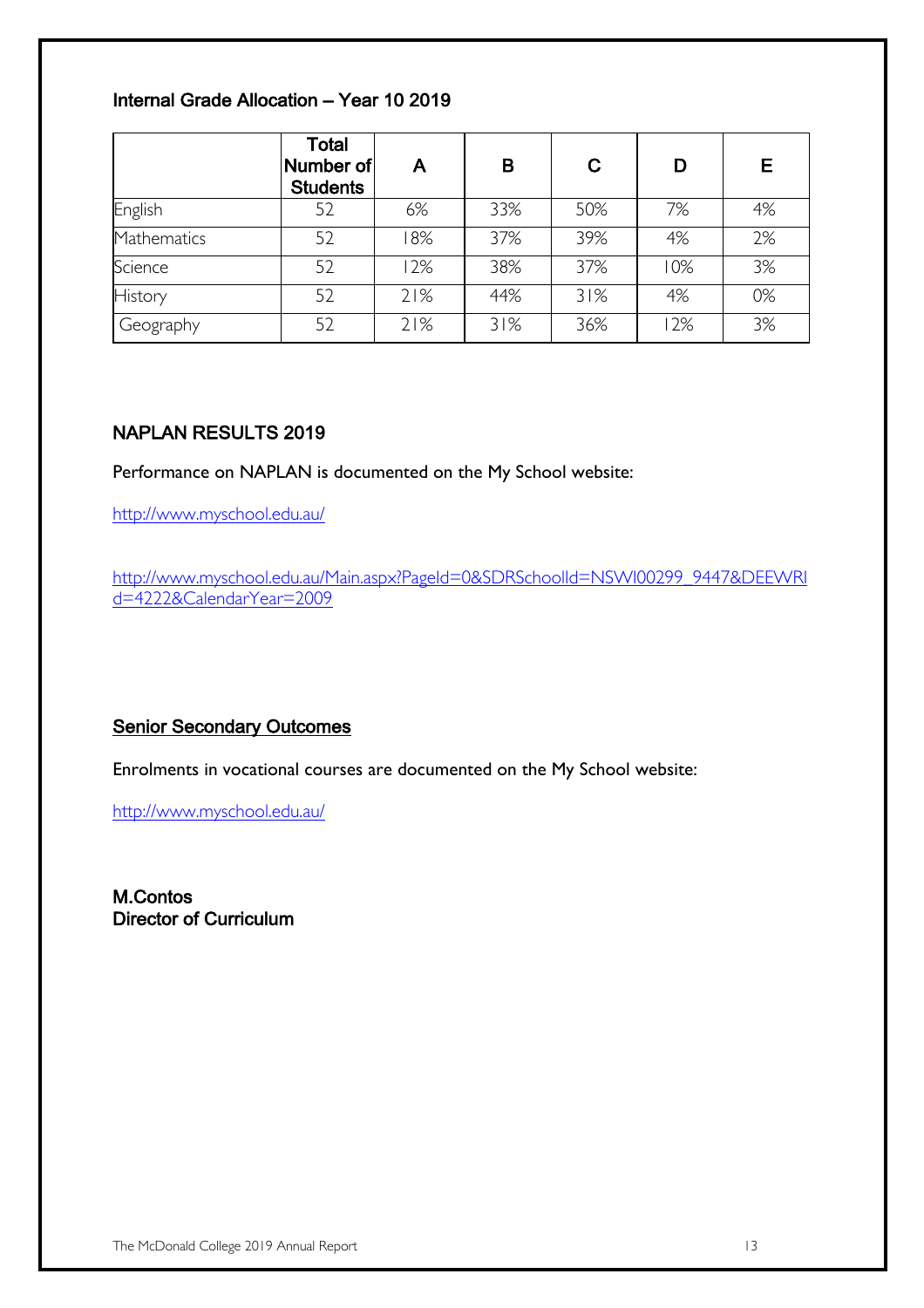## Internal Grade Allocation – Year 10 2019

| | Total Number of Students | A | B | C | D | E |
|---|---|---|---|---|---|---|
| English | 52 | 6% | 33% | 50% | 7% | 4% |
| Mathematics | 52 | 18% | 37% | 39% | 4% | 2% |
| Science | 52 | 12% | 38% | 37% | 10% | 3% |
| History | 52 | 21% | 44% | 31% | 4% | 0% |
| Geography | 52 | 21% | 31% | 36% | 12% | 3% |

## NAPLAN RESULTS 2019

Performance on NAPLAN is documented on the My School website:

http://www.myschool.edu.au/

http://www.myschool.edu.au/Main.aspx?PageId=0&SDRSchoolId=NSWI00299_9447&DEEWRId=4222&CalendarYear=2009

## Senior Secondary Outcomes

Enrolments in vocational courses are documented on the My School website:

http://www.myschool.edu.au/

**M.Contos**
**Director of Curriculum**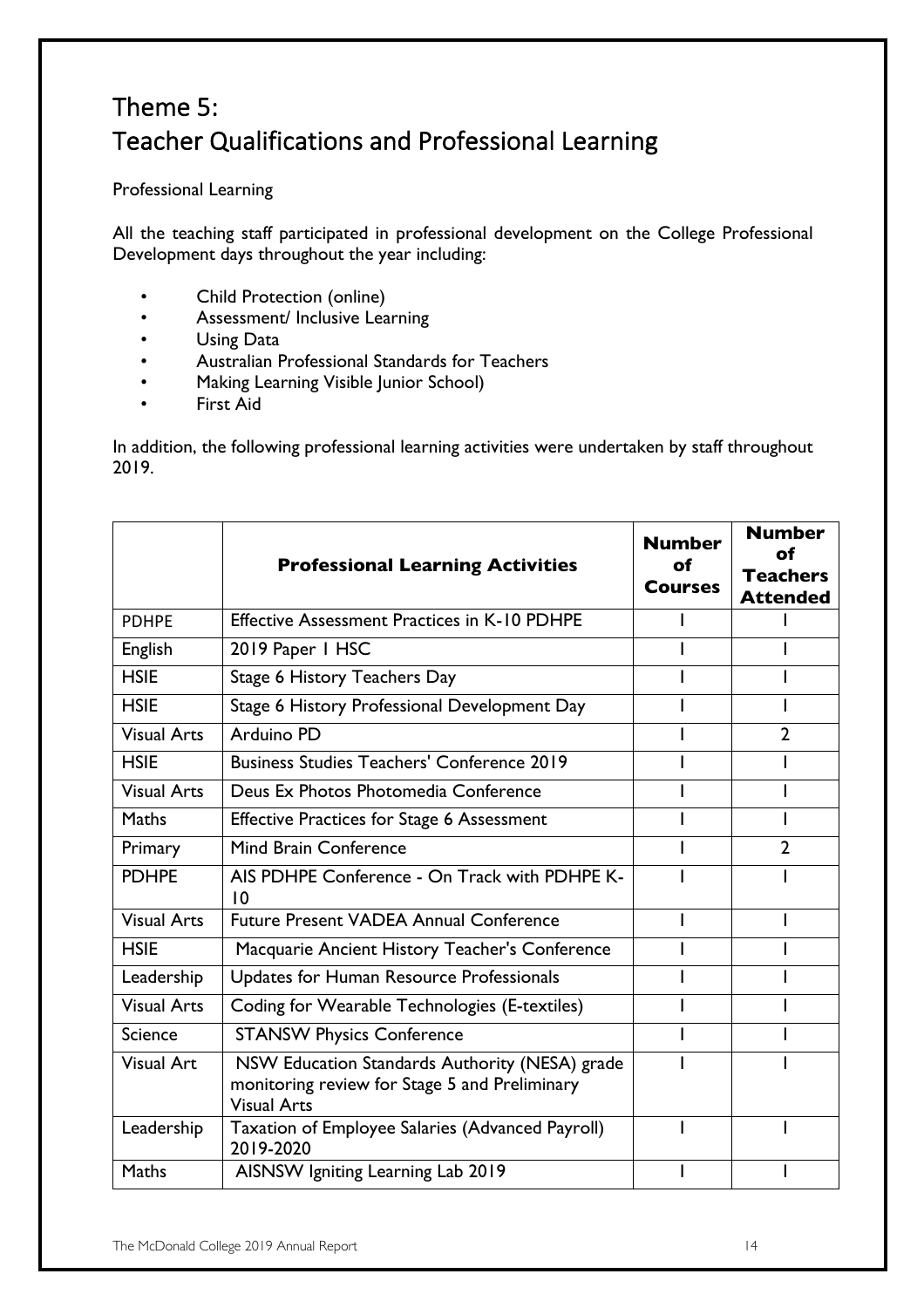# Theme 5:
# Teacher Qualifications and Professional Learning

Professional Learning

All the teaching staff participated in professional development on the College Professional Development days throughout the year including:

- Child Protection (online)
- Assessment/ Inclusive Learning
- Using Data
- Australian Professional Standards for Teachers
- Making Learning Visible Junior School)
- First Aid

In addition, the following professional learning activities were undertaken by staff throughout 2019.

| | **Professional Learning Activities** | **Number of Courses** | **Number of Teachers Attended** |
|---|---|---|---|
| PDHPE | Effective Assessment Practices in K-10 PDHPE | 1 | 1 |
| English | 2019 Paper 1 HSC | 1 | 1 |
| HSIE | Stage 6 History Teachers Day | 1 | 1 |
| HSIE | Stage 6 History Professional Development Day | 1 | 1 |
| Visual Arts | Arduino PD | 1 | 2 |
| HSIE | Business Studies Teachers' Conference 2019 | 1 | 1 |
| Visual Arts | Deus Ex Photos Photomedia Conference | 1 | 1 |
| Maths | Effective Practices for Stage 6 Assessment | 1 | 1 |
| Primary | Mind Brain Conference | 1 | 2 |
| PDHPE | AIS PDHPE Conference - On Track with PDHPE K-10 | 1 | 1 |
| Visual Arts | Future Present VADEA Annual Conference | 1 | 1 |
| HSIE | Macquarie Ancient History Teacher's Conference | 1 | 1 |
| Leadership | Updates for Human Resource Professionals | 1 | 1 |
| Visual Arts | Coding for Wearable Technologies (E-textiles) | 1 | 1 |
| Science | STANSW Physics Conference | 1 | 1 |
| Visual Art | NSW Education Standards Authority (NESA) grade monitoring review for Stage 5 and Preliminary Visual Arts | 1 | 1 |
| Leadership | Taxation of Employee Salaries (Advanced Payroll) 2019-2020 | 1 | 1 |
| Maths | AISNSW Igniting Learning Lab 2019 | 1 | 1 |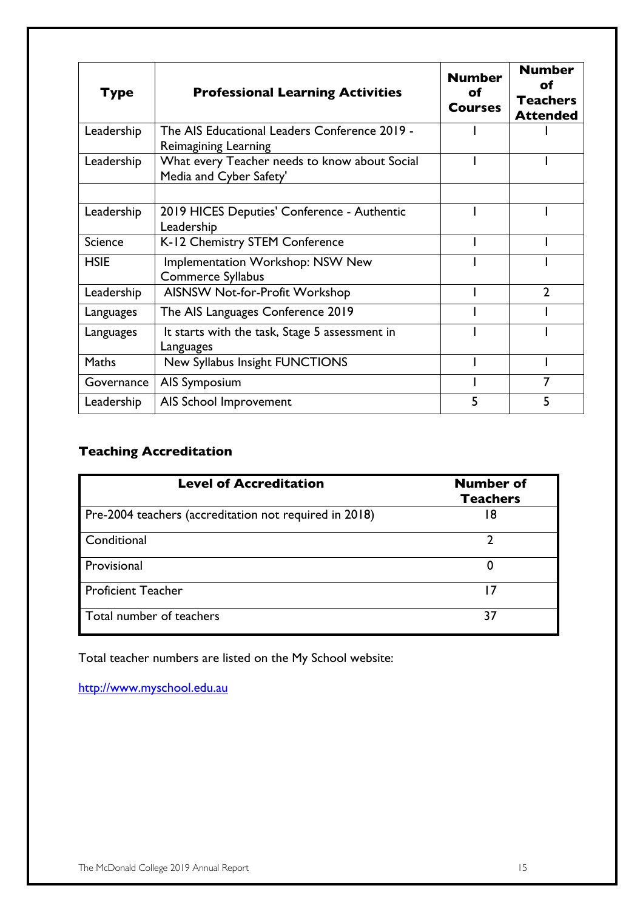| Type | Professional Learning Activities | Number of Courses | Number of Teachers Attended |
|---|---|---|---|
| Leadership | The AIS Educational Leaders Conference 2019 - Reimagining Learning | 1 | 1 |
| Leadership | What every Teacher needs to know about Social Media and Cyber Safety' | 1 | 1 |
| | | | |
| Leadership | 2019 HICES Deputies' Conference - Authentic Leadership | 1 | 1 |
| Science | K-12 Chemistry STEM Conference | 1 | 1 |
| HSIE | Implementation Workshop: NSW New Commerce Syllabus | 1 | 1 |
| Leadership | AISNSW Not-for-Profit Workshop | 1 | 2 |
| Languages | The AIS Languages Conference 2019 | 1 | 1 |
| Languages | It starts with the task, Stage 5 assessment in Languages | 1 | 1 |
| Maths | New Syllabus Insight FUNCTIONS | 1 | 1 |
| Governance | AIS Symposium | 1 | 7 |
| Leadership | AIS School Improvement | 5 | 5 |

## Teaching Accreditation

| Level of Accreditation | Number of Teachers |
|---|---|
| Pre-2004 teachers (accreditation not required in 2018) | 18 |
| Conditional | 2 |
| Provisional | 0 |
| Proficient Teacher | 17 |
| Total number of teachers | 37 |

Total teacher numbers are listed on the My School website:

http://www.myschool.edu.au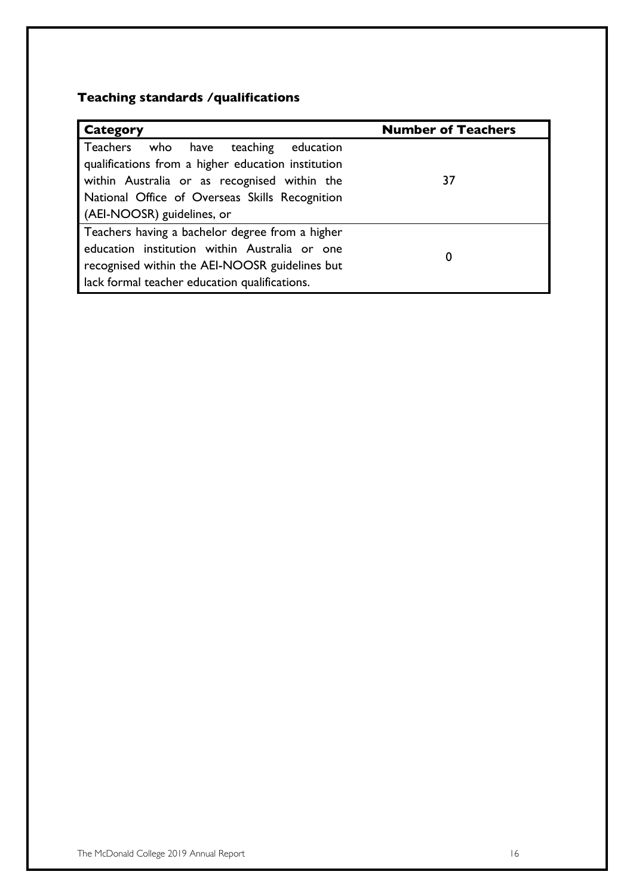## Teaching standards /qualifications

| Category | Number of Teachers |
|---|---|
| Teachers who have teaching education qualifications from a higher education institution within Australia or as recognised within the National Office of Overseas Skills Recognition (AEI-NOOSR) guidelines, or | 37 |
| Teachers having a bachelor degree from a higher education institution within Australia or one recognised within the AEI-NOOSR guidelines but lack formal teacher education qualifications. | 0 |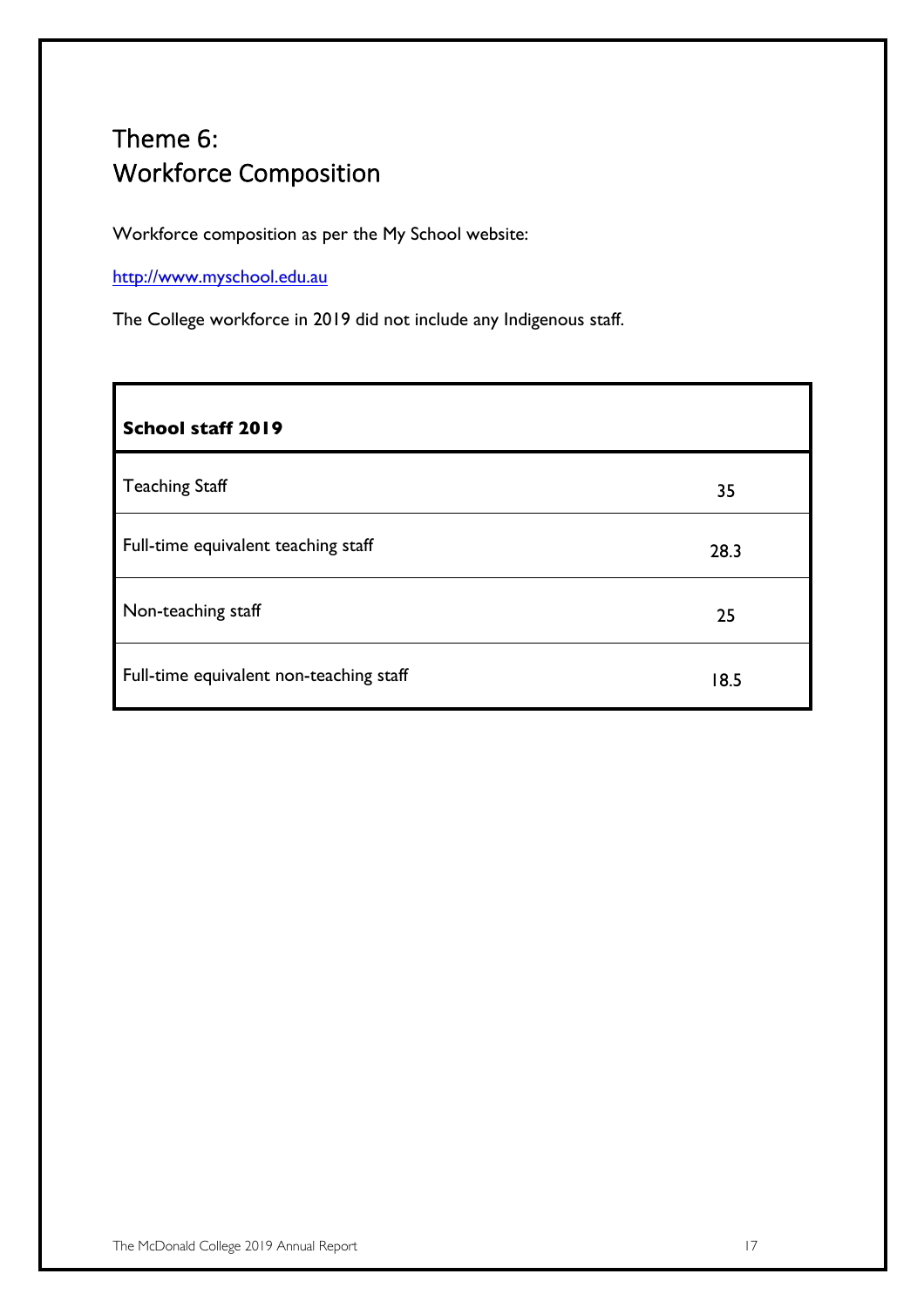# Theme 6:
# Workforce Composition

Workforce composition as per the My School website:

http://www.myschool.edu.au

The College workforce in 2019 did not include any Indigenous staff.

| **School staff 2019** | |
|---|---|
| Teaching Staff | 35 |
| Full-time equivalent teaching staff | 28.3 |
| Non-teaching staff | 25 |
| Full-time equivalent non-teaching staff | 18.5 |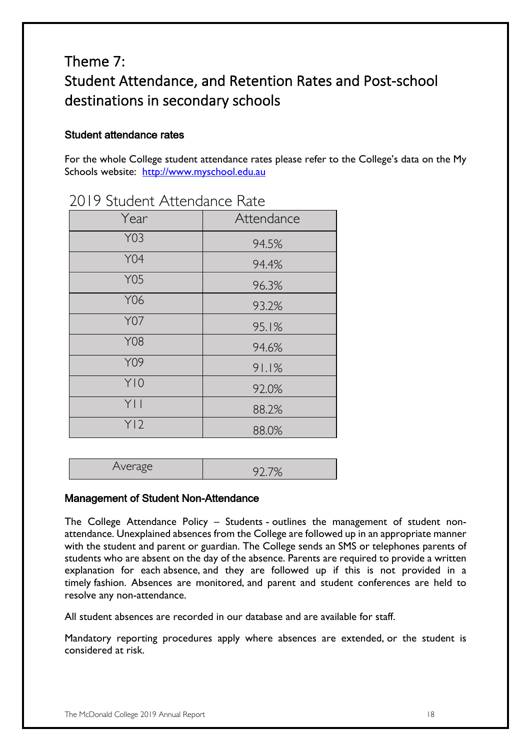# Theme 7:
# Student Attendance, and Retention Rates and Post-school destinations in secondary schools

### Student attendance rates

For the whole College student attendance rates please refer to the College's data on the My Schools website: [http://www.myschool.edu.au](http://www.myschool.edu.au)

## 2019 Student Attendance Rate

| Year | Attendance |
|---|---|
| Y03 | 94.5% |
| Y04 | 94.4% |
| Y05 | 96.3% |
| Y06 | 93.2% |
| Y07 | 95.1% |
| Y08 | 94.6% |
| Y09 | 91.1% |
| Y10 | 92.0% |
| Y11 | 88.2% |
| Y12 | 88.0% |
| Average | 92.7% |

### Management of Student Non-Attendance

The College Attendance Policy – Students - outlines the management of student non-attendance. Unexplained absences from the College are followed up in an appropriate manner with the student and parent or guardian. The College sends an SMS or telephones parents of students who are absent on the day of the absence. Parents are required to provide a written explanation for each absence, and they are followed up if this is not provided in a timely fashion. Absences are monitored, and parent and student conferences are held to resolve any non-attendance.

All student absences are recorded in our database and are available for staff.

Mandatory reporting procedures apply where absences are extended, or the student is considered at risk.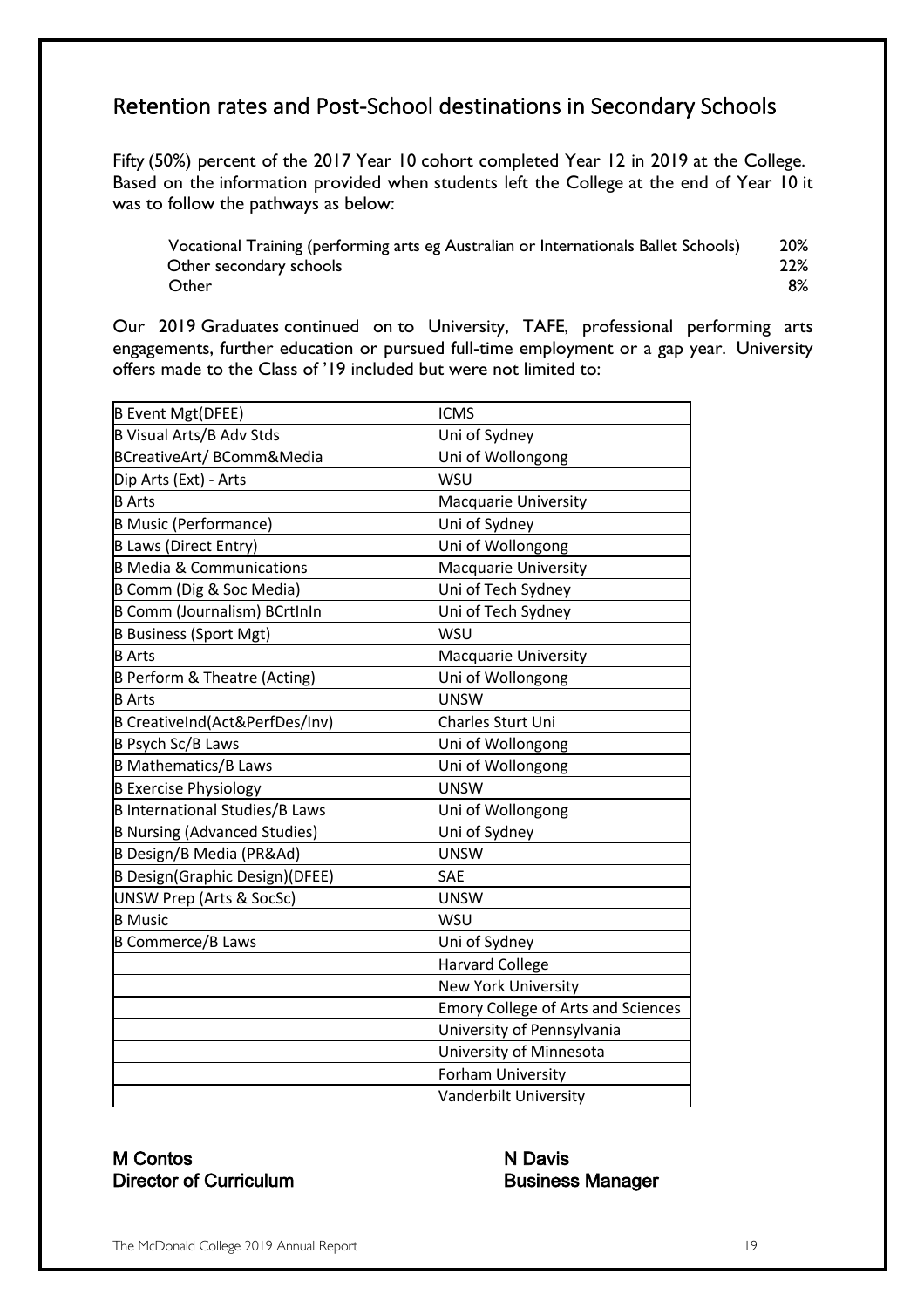## Retention rates and Post-School destinations in Secondary Schools

Fifty (50%) percent of the 2017 Year 10 cohort completed Year 12 in 2019 at the College. Based on the information provided when students left the College at the end of Year 10 it was to follow the pathways as below:

| | |
|---|---|
| Vocational Training (performing arts eg Australian or Internationals Ballet Schools) | 20% |
| Other secondary schools | 22% |
| Other | 8% |

Our 2019 Graduates continued on to University, TAFE, professional performing arts engagements, further education or pursued full-time employment or a gap year. University offers made to the Class of '19 included but were not limited to:

| | |
|---|---|
| B Event Mgt(DFEE) | ICMS |
| B Visual Arts/B Adv Stds | Uni of Sydney |
| BCreativeArt/ BComm&Media | Uni of Wollongong |
| Dip Arts (Ext) - Arts | WSU |
| B Arts | Macquarie University |
| B Music (Performance) | Uni of Sydney |
| B Laws (Direct Entry) | Uni of Wollongong |
| B Media & Communications | Macquarie University |
| B Comm (Dig & Soc Media) | Uni of Tech Sydney |
| B Comm (Journalism) BCrtInIn | Uni of Tech Sydney |
| B Business (Sport Mgt) | WSU |
| B Arts | Macquarie University |
| B Perform & Theatre (Acting) | Uni of Wollongong |
| B Arts | UNSW |
| B CreativeInd(Act&PerfDes/Inv) | Charles Sturt Uni |
| B Psych Sc/B Laws | Uni of Wollongong |
| B Mathematics/B Laws | Uni of Wollongong |
| B Exercise Physiology | UNSW |
| B International Studies/B Laws | Uni of Wollongong |
| B Nursing (Advanced Studies) | Uni of Sydney |
| B Design/B Media (PR&Ad) | UNSW |
| B Design(Graphic Design)(DFEE) | SAE |
| UNSW Prep (Arts & SocSc) | UNSW |
| B Music | WSU |
| B Commerce/B Laws | Uni of Sydney |
| | Harvard College |
| | New York University |
| | Emory College of Arts and Sciences |
| | University of Pennsylvania |
| | University of Minnesota |
| | Forham University |
| | Vanderbilt University |

**M Contos**
**Director of Curriculum**

**N Davis**
**Business Manager**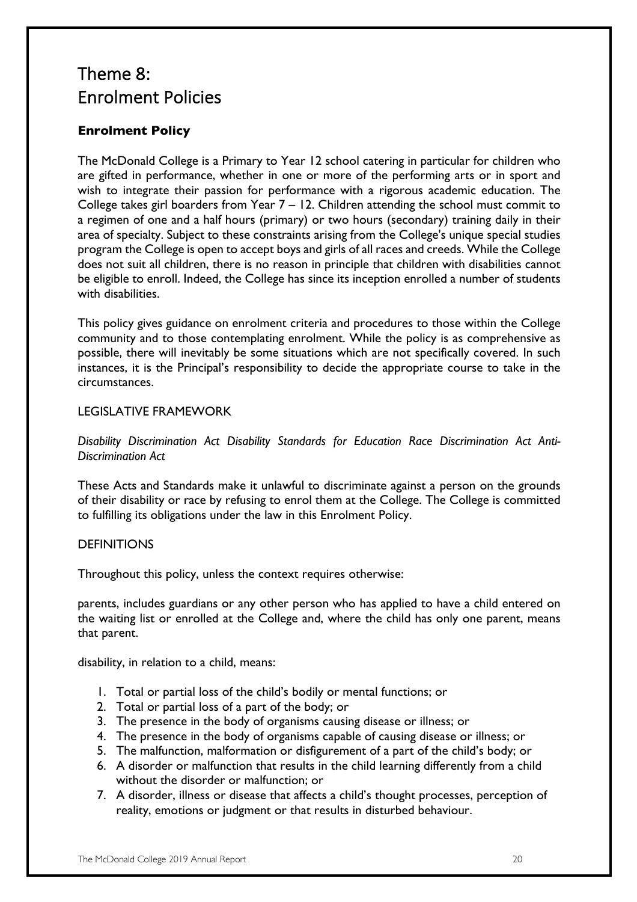# Theme 8:
# Enrolment Policies

### Enrolment Policy

The McDonald College is a Primary to Year 12 school catering in particular for children who are gifted in performance, whether in one or more of the performing arts or in sport and wish to integrate their passion for performance with a rigorous academic education. The College takes girl boarders from Year 7 – 12. Children attending the school must commit to a regimen of one and a half hours (primary) or two hours (secondary) training daily in their area of specialty. Subject to these constraints arising from the College's unique special studies program the College is open to accept boys and girls of all races and creeds. While the College does not suit all children, there is no reason in principle that children with disabilities cannot be eligible to enroll. Indeed, the College has since its inception enrolled a number of students with disabilities.

This policy gives guidance on enrolment criteria and procedures to those within the College community and to those contemplating enrolment. While the policy is as comprehensive as possible, there will inevitably be some situations which are not specifically covered. In such instances, it is the Principal's responsibility to decide the appropriate course to take in the circumstances.

LEGISLATIVE FRAMEWORK

*Disability Discrimination Act Disability Standards for Education Race Discrimination Act Anti-Discrimination Act*

These Acts and Standards make it unlawful to discriminate against a person on the grounds of their disability or race by refusing to enrol them at the College. The College is committed to fulfilling its obligations under the law in this Enrolment Policy.

DEFINITIONS

Throughout this policy, unless the context requires otherwise:

parents, includes guardians or any other person who has applied to have a child entered on the waiting list or enrolled at the College and, where the child has only one parent, means that parent.

disability, in relation to a child, means:

1. Total or partial loss of the child's bodily or mental functions; or
2. Total or partial loss of a part of the body; or
3. The presence in the body of organisms causing disease or illness; or
4. The presence in the body of organisms capable of causing disease or illness; or
5. The malfunction, malformation or disfigurement of a part of the child's body; or
6. A disorder or malfunction that results in the child learning differently from a child without the disorder or malfunction; or
7. A disorder, illness or disease that affects a child's thought processes, perception of reality, emotions or judgment or that results in disturbed behaviour.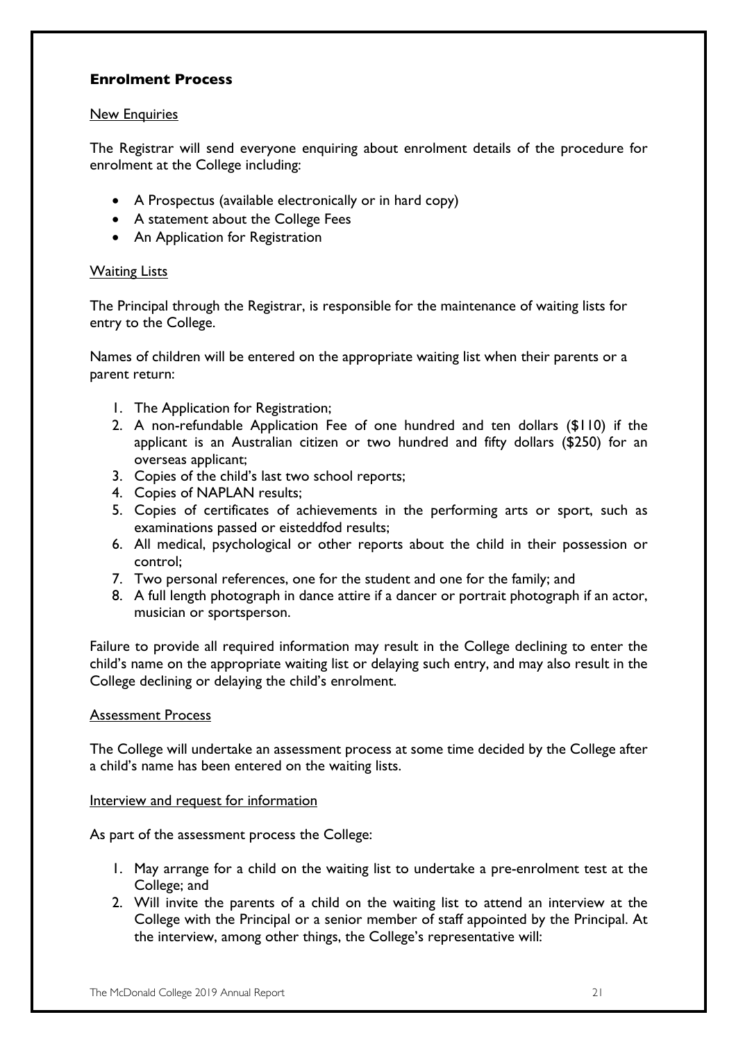## Enrolment Process

<u>New Enquiries</u>

The Registrar will send everyone enquiring about enrolment details of the procedure for enrolment at the College including:

- A Prospectus (available electronically or in hard copy)
- A statement about the College Fees
- An Application for Registration

<u>Waiting Lists</u>

The Principal through the Registrar, is responsible for the maintenance of waiting lists for entry to the College.

Names of children will be entered on the appropriate waiting list when their parents or a parent return:

1. The Application for Registration;
2. A non-refundable Application Fee of one hundred and ten dollars ($110) if the applicant is an Australian citizen or two hundred and fifty dollars ($250) for an overseas applicant;
3. Copies of the child's last two school reports;
4. Copies of NAPLAN results;
5. Copies of certificates of achievements in the performing arts or sport, such as examinations passed or eisteddfod results;
6. All medical, psychological or other reports about the child in their possession or control;
7. Two personal references, one for the student and one for the family; and
8. A full length photograph in dance attire if a dancer or portrait photograph if an actor, musician or sportsperson.

Failure to provide all required information may result in the College declining to enter the child's name on the appropriate waiting list or delaying such entry, and may also result in the College declining or delaying the child's enrolment.

<u>Assessment Process</u>

The College will undertake an assessment process at some time decided by the College after a child's name has been entered on the waiting lists.

<u>Interview and request for information</u>

As part of the assessment process the College:

1. May arrange for a child on the waiting list to undertake a pre-enrolment test at the College; and
2. Will invite the parents of a child on the waiting list to attend an interview at the College with the Principal or a senior member of staff appointed by the Principal. At the interview, among other things, the College's representative will: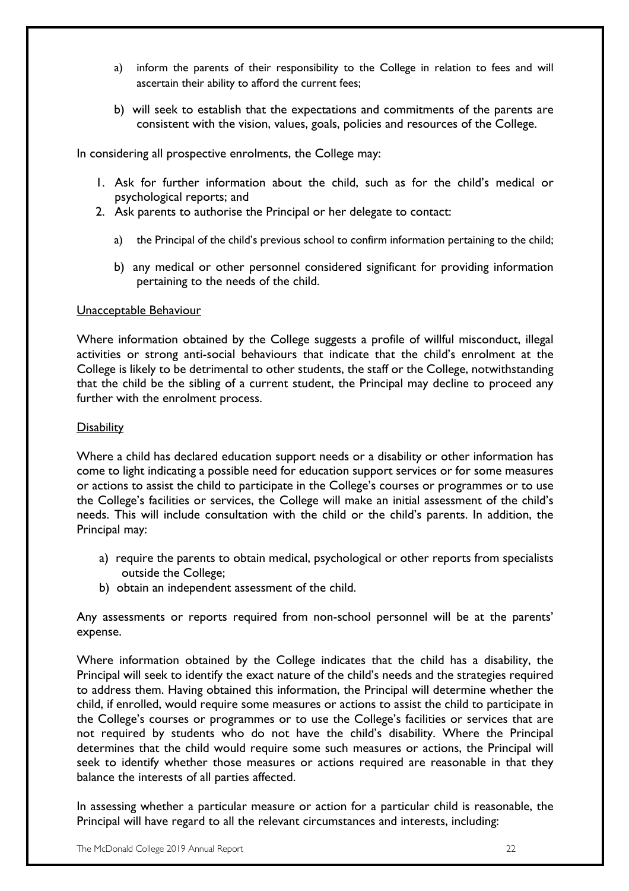a) inform the parents of their responsibility to the College in relation to fees and will ascertain their ability to afford the current fees;

b) will seek to establish that the expectations and commitments of the parents are consistent with the vision, values, goals, policies and resources of the College.

In considering all prospective enrolments, the College may:

1. Ask for further information about the child, such as for the child's medical or psychological reports; and
2. Ask parents to authorise the Principal or her delegate to contact:

   a) the Principal of the child's previous school to confirm information pertaining to the child;

   b) any medical or other personnel considered significant for providing information pertaining to the needs of the child.

Unacceptable Behaviour

Where information obtained by the College suggests a profile of willful misconduct, illegal activities or strong anti-social behaviours that indicate that the child's enrolment at the College is likely to be detrimental to other students, the staff or the College, notwithstanding that the child be the sibling of a current student, the Principal may decline to proceed any further with the enrolment process.

Disability

Where a child has declared education support needs or a disability or other information has come to light indicating a possible need for education support services or for some measures or actions to assist the child to participate in the College's courses or programmes or to use the College's facilities or services, the College will make an initial assessment of the child's needs. This will include consultation with the child or the child's parents. In addition, the Principal may:

a) require the parents to obtain medical, psychological or other reports from specialists outside the College;
b) obtain an independent assessment of the child.

Any assessments or reports required from non-school personnel will be at the parents' expense.

Where information obtained by the College indicates that the child has a disability, the Principal will seek to identify the exact nature of the child's needs and the strategies required to address them. Having obtained this information, the Principal will determine whether the child, if enrolled, would require some measures or actions to assist the child to participate in the College's courses or programmes or to use the College's facilities or services that are not required by students who do not have the child's disability. Where the Principal determines that the child would require some such measures or actions, the Principal will seek to identify whether those measures or actions required are reasonable in that they balance the interests of all parties affected.

In assessing whether a particular measure or action for a particular child is reasonable, the Principal will have regard to all the relevant circumstances and interests, including: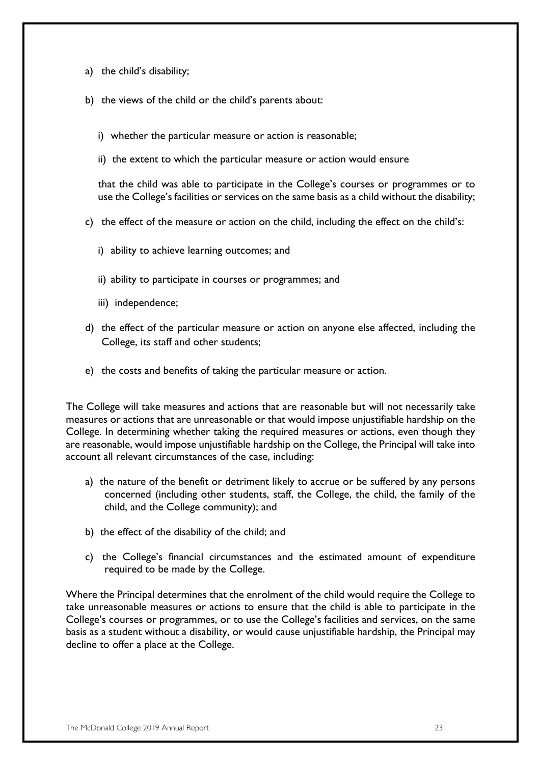a) the child's disability;

b) the views of the child or the child's parents about:

   i) whether the particular measure or action is reasonable;

   ii) the extent to which the particular measure or action would ensure

   that the child was able to participate in the College's courses or programmes or to use the College's facilities or services on the same basis as a child without the disability;

c) the effect of the measure or action on the child, including the effect on the child's:

   i) ability to achieve learning outcomes; and

   ii) ability to participate in courses or programmes; and

   iii) independence;

d) the effect of the particular measure or action on anyone else affected, including the College, its staff and other students;

e) the costs and benefits of taking the particular measure or action.

The College will take measures and actions that are reasonable but will not necessarily take measures or actions that are unreasonable or that would impose unjustifiable hardship on the College. In determining whether taking the required measures or actions, even though they are reasonable, would impose unjustifiable hardship on the College, the Principal will take into account all relevant circumstances of the case, including:

a) the nature of the benefit or detriment likely to accrue or be suffered by any persons concerned (including other students, staff, the College, the child, the family of the child, and the College community); and

b) the effect of the disability of the child; and

c) the College's financial circumstances and the estimated amount of expenditure required to be made by the College.

Where the Principal determines that the enrolment of the child would require the College to take unreasonable measures or actions to ensure that the child is able to participate in the College's courses or programmes, or to use the College's facilities and services, on the same basis as a student without a disability, or would cause unjustifiable hardship, the Principal may decline to offer a place at the College.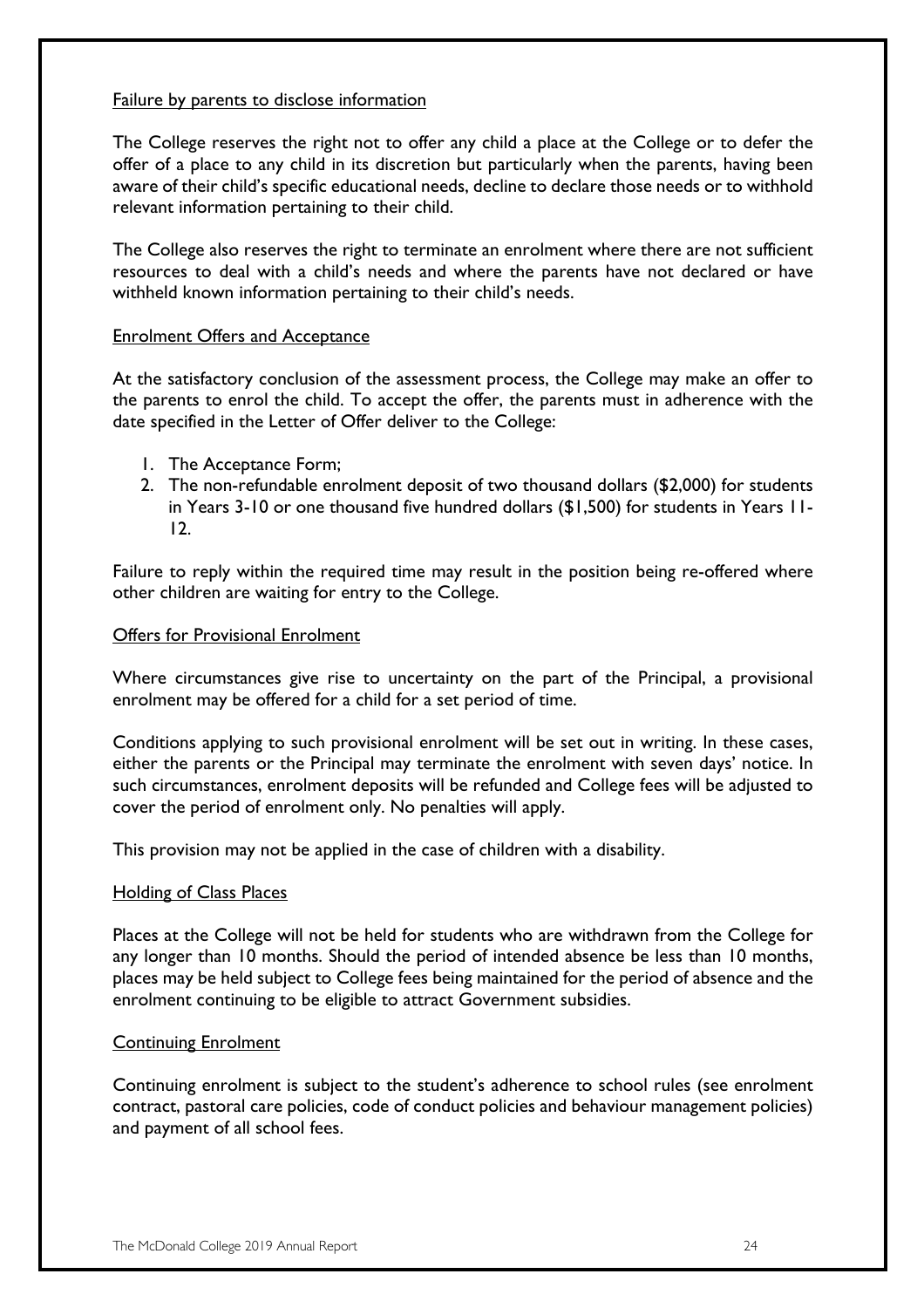Failure by parents to disclose information

The College reserves the right not to offer any child a place at the College or to defer the offer of a place to any child in its discretion but particularly when the parents, having been aware of their child's specific educational needs, decline to declare those needs or to withhold relevant information pertaining to their child.

The College also reserves the right to terminate an enrolment where there are not sufficient resources to deal with a child's needs and where the parents have not declared or have withheld known information pertaining to their child's needs.

Enrolment Offers and Acceptance

At the satisfactory conclusion of the assessment process, the College may make an offer to the parents to enrol the child. To accept the offer, the parents must in adherence with the date specified in the Letter of Offer deliver to the College:

1. The Acceptance Form;
2. The non-refundable enrolment deposit of two thousand dollars ($2,000) for students in Years 3-10 or one thousand five hundred dollars ($1,500) for students in Years 11-12.

Failure to reply within the required time may result in the position being re-offered where other children are waiting for entry to the College.

Offers for Provisional Enrolment

Where circumstances give rise to uncertainty on the part of the Principal, a provisional enrolment may be offered for a child for a set period of time.

Conditions applying to such provisional enrolment will be set out in writing. In these cases, either the parents or the Principal may terminate the enrolment with seven days' notice. In such circumstances, enrolment deposits will be refunded and College fees will be adjusted to cover the period of enrolment only. No penalties will apply.

This provision may not be applied in the case of children with a disability.

Holding of Class Places

Places at the College will not be held for students who are withdrawn from the College for any longer than 10 months. Should the period of intended absence be less than 10 months, places may be held subject to College fees being maintained for the period of absence and the enrolment continuing to be eligible to attract Government subsidies.

Continuing Enrolment

Continuing enrolment is subject to the student's adherence to school rules (see enrolment contract, pastoral care policies, code of conduct policies and behaviour management policies) and payment of all school fees.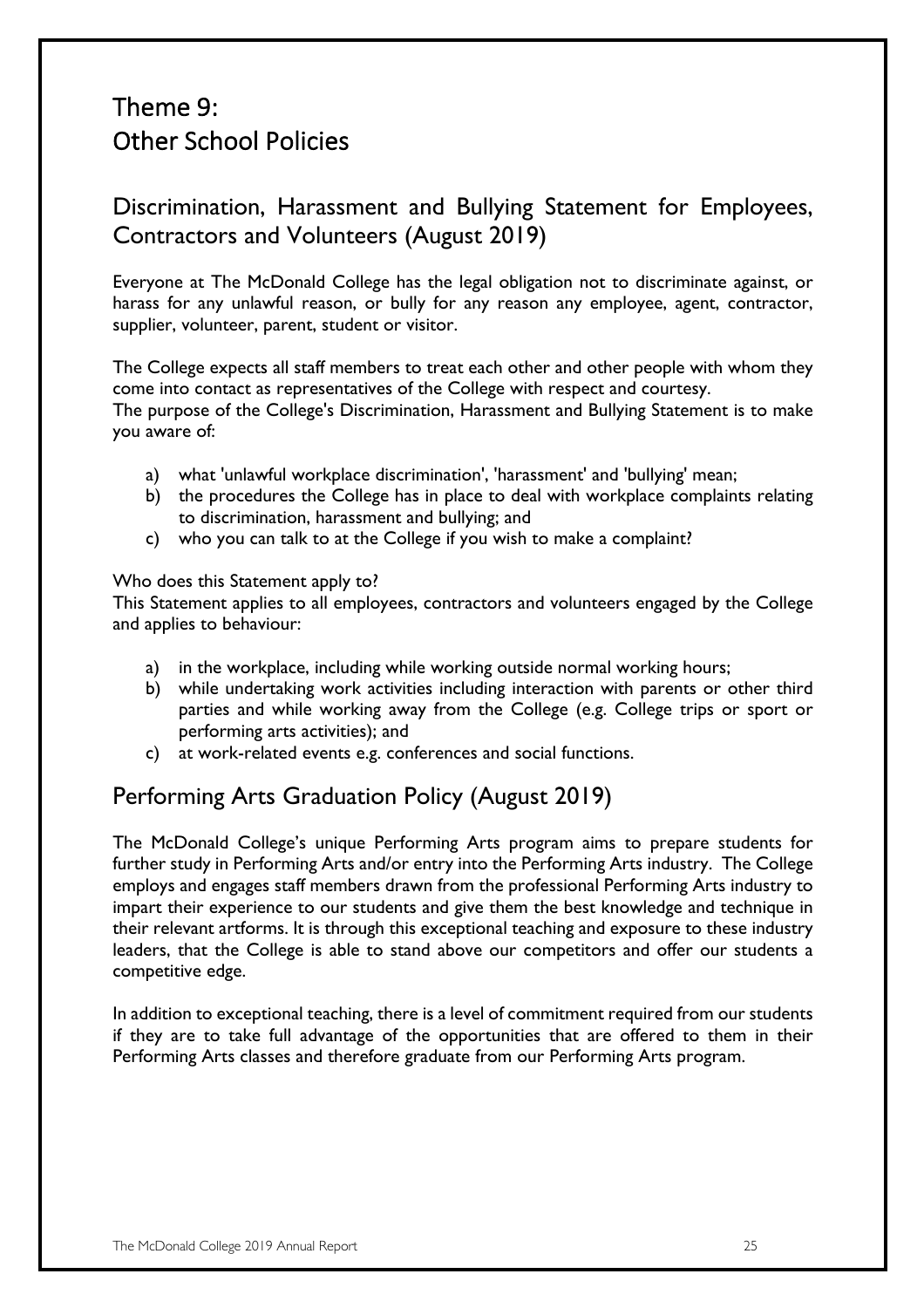# Theme 9: Other School Policies

## Discrimination, Harassment and Bullying Statement for Employees, Contractors and Volunteers (August 2019)

Everyone at The McDonald College has the legal obligation not to discriminate against, or harass for any unlawful reason, or bully for any reason any employee, agent, contractor, supplier, volunteer, parent, student or visitor.

The College expects all staff members to treat each other and other people with whom they come into contact as representatives of the College with respect and courtesy.
The purpose of the College's Discrimination, Harassment and Bullying Statement is to make you aware of:

a) what 'unlawful workplace discrimination', 'harassment' and 'bullying' mean;
b) the procedures the College has in place to deal with workplace complaints relating to discrimination, harassment and bullying; and
c) who you can talk to at the College if you wish to make a complaint?

Who does this Statement apply to?
This Statement applies to all employees, contractors and volunteers engaged by the College and applies to behaviour:

a) in the workplace, including while working outside normal working hours;
b) while undertaking work activities including interaction with parents or other third parties and while working away from the College (e.g. College trips or sport or performing arts activities); and
c) at work-related events e.g. conferences and social functions.

## Performing Arts Graduation Policy (August 2019)

The McDonald College's unique Performing Arts program aims to prepare students for further study in Performing Arts and/or entry into the Performing Arts industry. The College employs and engages staff members drawn from the professional Performing Arts industry to impart their experience to our students and give them the best knowledge and technique in their relevant artforms. It is through this exceptional teaching and exposure to these industry leaders, that the College is able to stand above our competitors and offer our students a competitive edge.

In addition to exceptional teaching, there is a level of commitment required from our students if they are to take full advantage of the opportunities that are offered to them in their Performing Arts classes and therefore graduate from our Performing Arts program.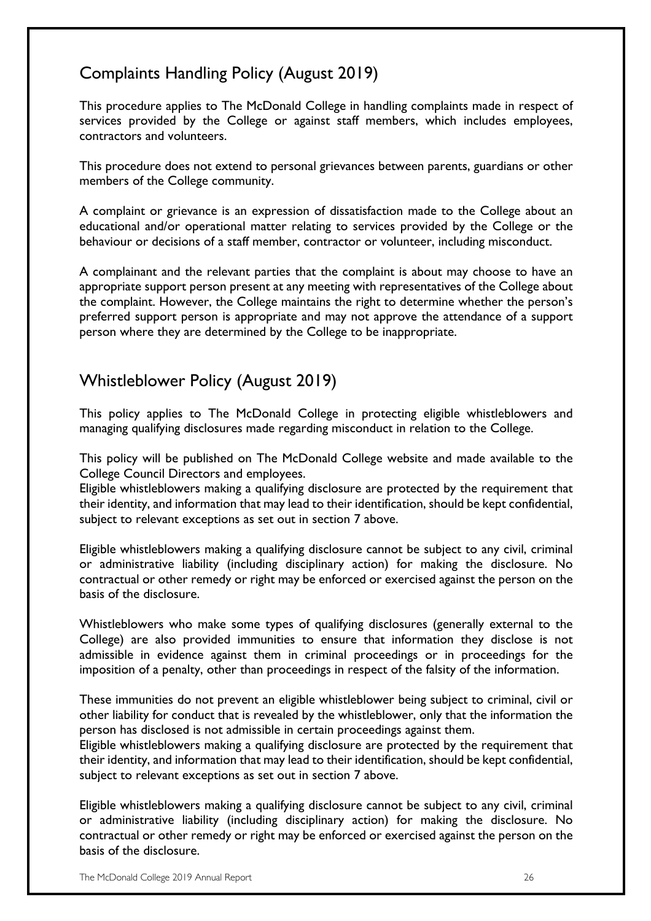## Complaints Handling Policy (August 2019)

This procedure applies to The McDonald College in handling complaints made in respect of services provided by the College or against staff members, which includes employees, contractors and volunteers.

This procedure does not extend to personal grievances between parents, guardians or other members of the College community.

A complaint or grievance is an expression of dissatisfaction made to the College about an educational and/or operational matter relating to services provided by the College or the behaviour or decisions of a staff member, contractor or volunteer, including misconduct.

A complainant and the relevant parties that the complaint is about may choose to have an appropriate support person present at any meeting with representatives of the College about the complaint. However, the College maintains the right to determine whether the person's preferred support person is appropriate and may not approve the attendance of a support person where they are determined by the College to be inappropriate.

## Whistleblower Policy (August 2019)

This policy applies to The McDonald College in protecting eligible whistleblowers and managing qualifying disclosures made regarding misconduct in relation to the College.

This policy will be published on The McDonald College website and made available to the College Council Directors and employees.
Eligible whistleblowers making a qualifying disclosure are protected by the requirement that their identity, and information that may lead to their identification, should be kept confidential, subject to relevant exceptions as set out in section 7 above.

Eligible whistleblowers making a qualifying disclosure cannot be subject to any civil, criminal or administrative liability (including disciplinary action) for making the disclosure. No contractual or other remedy or right may be enforced or exercised against the person on the basis of the disclosure.

Whistleblowers who make some types of qualifying disclosures (generally external to the College) are also provided immunities to ensure that information they disclose is not admissible in evidence against them in criminal proceedings or in proceedings for the imposition of a penalty, other than proceedings in respect of the falsity of the information.

These immunities do not prevent an eligible whistleblower being subject to criminal, civil or other liability for conduct that is revealed by the whistleblower, only that the information the person has disclosed is not admissible in certain proceedings against them.
Eligible whistleblowers making a qualifying disclosure are protected by the requirement that their identity, and information that may lead to their identification, should be kept confidential, subject to relevant exceptions as set out in section 7 above.

Eligible whistleblowers making a qualifying disclosure cannot be subject to any civil, criminal or administrative liability (including disciplinary action) for making the disclosure. No contractual or other remedy or right may be enforced or exercised against the person on the basis of the disclosure.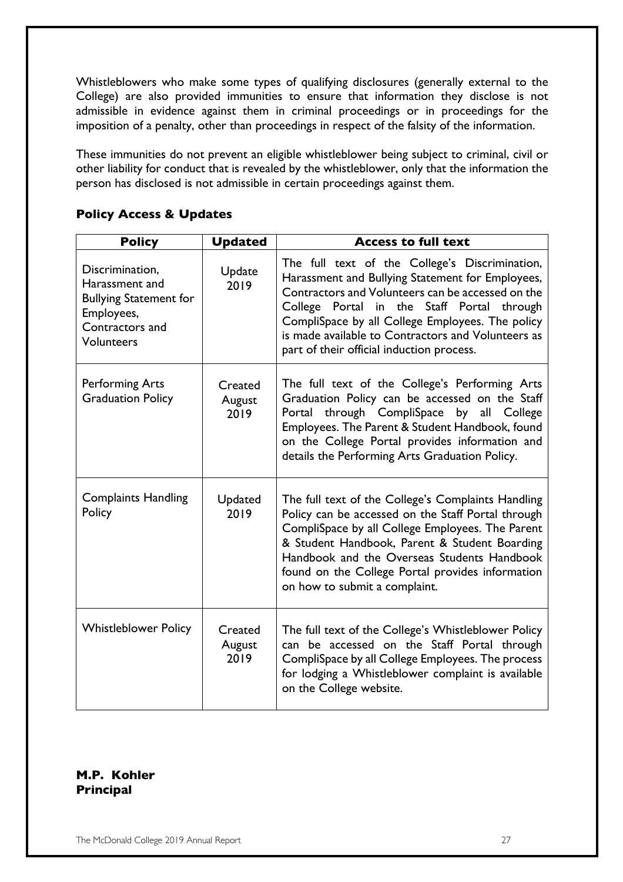Whistleblowers who make some types of qualifying disclosures (generally external to the College) are also provided immunities to ensure that information they disclose is not admissible in evidence against them in criminal proceedings or in proceedings for the imposition of a penalty, other than proceedings in respect of the falsity of the information.

These immunities do not prevent an eligible whistleblower being subject to criminal, civil or other liability for conduct that is revealed by the whistleblower, only that the information the person has disclosed is not admissible in certain proceedings against them.

## Policy Access & Updates

| Policy | Updated | Access to full text |
|---|---|---|
| Discrimination, Harassment and Bullying Statement for Employees, Contractors and Volunteers | Update 2019 | The full text of the College's Discrimination, Harassment and Bullying Statement for Employees, Contractors and Volunteers can be accessed on the College Portal in the Staff Portal through CompliSpace by all College Employees. The policy is made available to Contractors and Volunteers as part of their official induction process. |
| Performing Arts Graduation Policy | Created August 2019 | The full text of the College's Performing Arts Graduation Policy can be accessed on the Staff Portal through CompliSpace by all College Employees. The Parent & Student Handbook, found on the College Portal provides information and details the Performing Arts Graduation Policy. |
| Complaints Handling Policy | Updated 2019 | The full text of the College's Complaints Handling Policy can be accessed on the Staff Portal through CompliSpace by all College Employees. The Parent & Student Handbook, Parent & Student Boarding Handbook and the Overseas Students Handbook found on the College Portal provides information on how to submit a complaint. |
| Whistleblower Policy | Created August 2019 | The full text of the College's Whistleblower Policy can be accessed on the Staff Portal through CompliSpace by all College Employees. The process for lodging a Whistleblower complaint is available on the College website. |

**M.P. Kohler**
**Principal**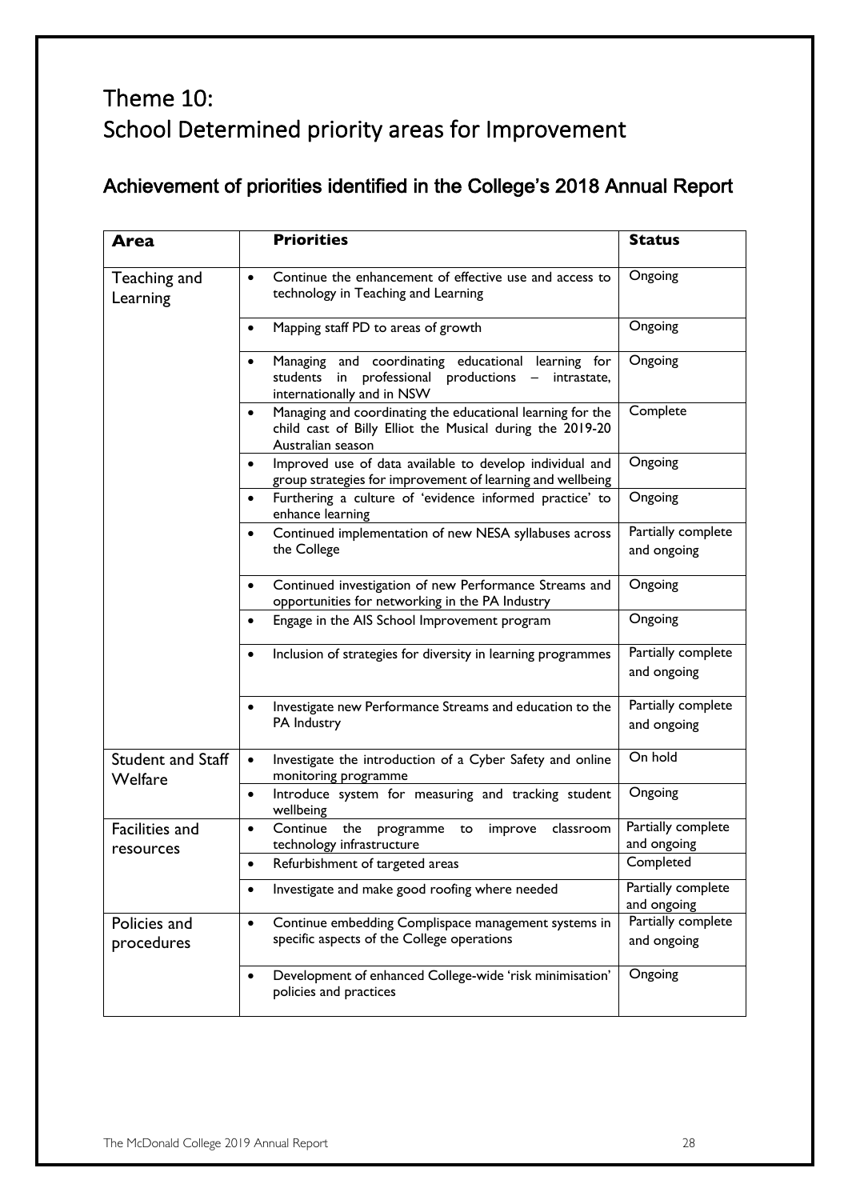# Theme 10:
# School Determined priority areas for Improvement

## Achievement of priorities identified in the College's 2018 Annual Report

| Area | Priorities | Status |
|---|---|---|
| Teaching and Learning | • Continue the enhancement of effective use and access to technology in Teaching and Learning | Ongoing |
| | • Mapping staff PD to areas of growth | Ongoing |
| | • Managing and coordinating educational learning for students in professional productions – intrastate, internationally and in NSW | Ongoing |
| | • Managing and coordinating the educational learning for the child cast of Billy Elliot the Musical during the 2019-20 Australian season | Complete |
| | • Improved use of data available to develop individual and group strategies for improvement of learning and wellbeing | Ongoing |
| | • Furthering a culture of 'evidence informed practice' to enhance learning | Ongoing |
| | • Continued implementation of new NESA syllabuses across the College | Partially complete and ongoing |
| | • Continued investigation of new Performance Streams and opportunities for networking in the PA Industry | Ongoing |
| | • Engage in the AIS School Improvement program | Ongoing |
| | • Inclusion of strategies for diversity in learning programmes | Partially complete and ongoing |
| | • Investigate new Performance Streams and education to the PA Industry | Partially complete and ongoing |
| Student and Staff Welfare | • Investigate the introduction of a Cyber Safety and online monitoring programme | On hold |
| | • Introduce system for measuring and tracking student wellbeing | Ongoing |
| Facilities and resources | • Continue the programme to improve classroom technology infrastructure | Partially complete and ongoing |
| | • Refurbishment of targeted areas | Completed |
| | • Investigate and make good roofing where needed | Partially complete and ongoing |
| Policies and procedures | • Continue embedding Complispace management systems in specific aspects of the College operations | Partially complete and ongoing |
| | • Development of enhanced College-wide 'risk minimisation' policies and practices | Ongoing |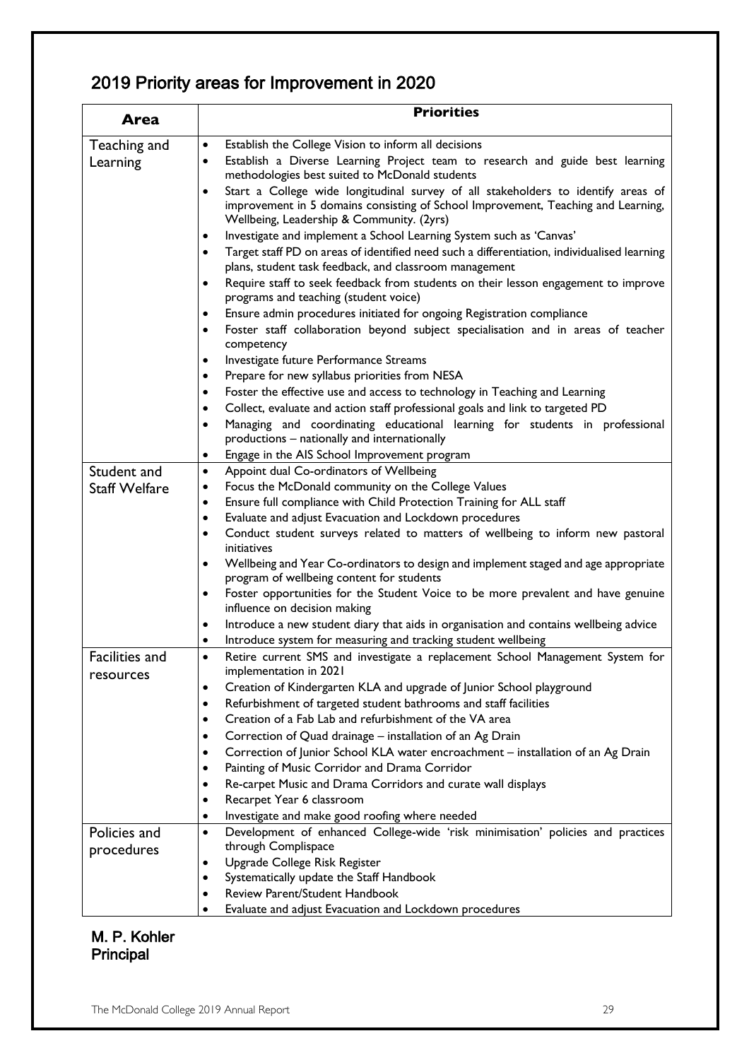## 2019 Priority areas for Improvement in 2020

| Area | Priorities |
|---|---|
| Teaching and Learning | • Establish the College Vision to inform all decisions<br>• Establish a Diverse Learning Project team to research and guide best learning methodologies best suited to McDonald students<br>• Start a College wide longitudinal survey of all stakeholders to identify areas of improvement in 5 domains consisting of School Improvement, Teaching and Learning, Wellbeing, Leadership & Community. (2yrs)<br>• Investigate and implement a School Learning System such as 'Canvas'<br>• Target staff PD on areas of identified need such a differentiation, individualised learning plans, student task feedback, and classroom management<br>• Require staff to seek feedback from students on their lesson engagement to improve programs and teaching (student voice)<br>• Ensure admin procedures initiated for ongoing Registration compliance<br>• Foster staff collaboration beyond subject specialisation and in areas of teacher competency<br>• Investigate future Performance Streams<br>• Prepare for new syllabus priorities from NESA<br>• Foster the effective use and access to technology in Teaching and Learning<br>• Collect, evaluate and action staff professional goals and link to targeted PD<br>• Managing and coordinating educational learning for students in professional productions – nationally and internationally<br>• Engage in the AIS School Improvement program |
| Student and Staff Welfare | • Appoint dual Co-ordinators of Wellbeing<br>• Focus the McDonald community on the College Values<br>• Ensure full compliance with Child Protection Training for ALL staff<br>• Evaluate and adjust Evacuation and Lockdown procedures<br>• Conduct student surveys related to matters of wellbeing to inform new pastoral initiatives<br>• Wellbeing and Year Co-ordinators to design and implement staged and age appropriate program of wellbeing content for students<br>• Foster opportunities for the Student Voice to be more prevalent and have genuine influence on decision making<br>• Introduce a new student diary that aids in organisation and contains wellbeing advice<br>• Introduce system for measuring and tracking student wellbeing |
| Facilities and resources | • Retire current SMS and investigate a replacement School Management System for implementation in 2021<br>• Creation of Kindergarten KLA and upgrade of Junior School playground<br>• Refurbishment of targeted student bathrooms and staff facilities<br>• Creation of a Fab Lab and refurbishment of the VA area<br>• Correction of Quad drainage – installation of an Ag Drain<br>• Correction of Junior School KLA water encroachment – installation of an Ag Drain<br>• Painting of Music Corridor and Drama Corridor<br>• Re-carpet Music and Drama Corridors and curate wall displays<br>• Recarpet Year 6 classroom<br>• Investigate and make good roofing where needed |
| Policies and procedures | • Development of enhanced College-wide 'risk minimisation' policies and practices through Complispace<br>• Upgrade College Risk Register<br>• Systematically update the Staff Handbook<br>• Review Parent/Student Handbook<br>• Evaluate and adjust Evacuation and Lockdown procedures |

**M. P. Kohler**
**Principal**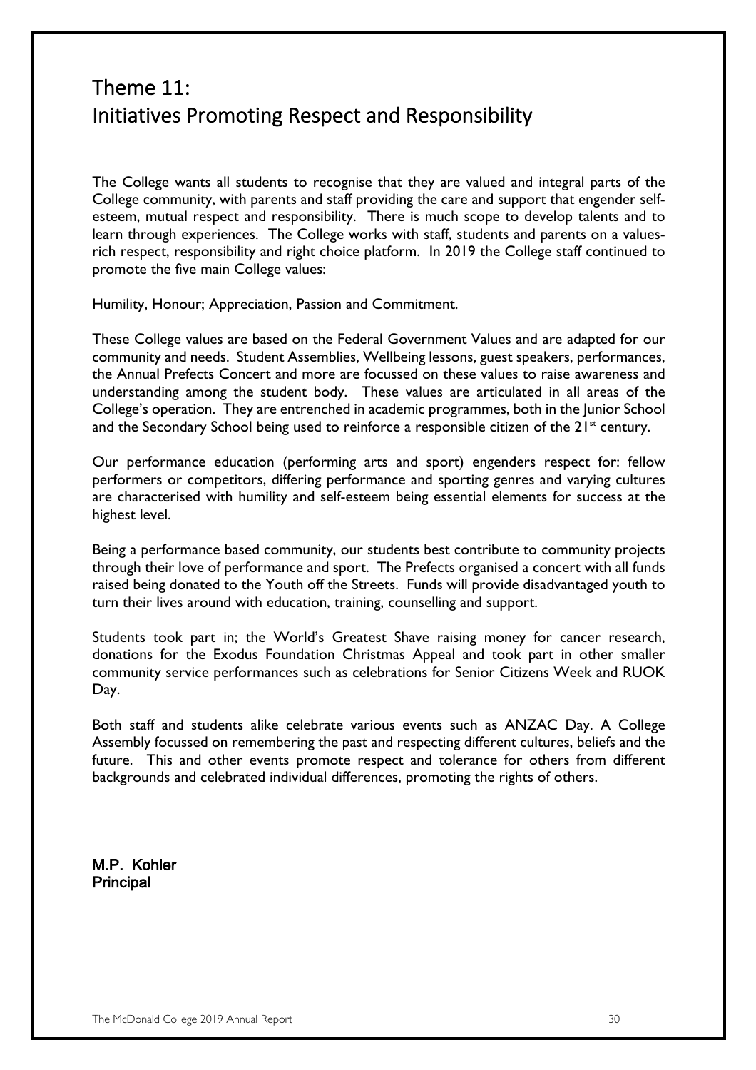# Theme 11:
# Initiatives Promoting Respect and Responsibility

The College wants all students to recognise that they are valued and integral parts of the College community, with parents and staff providing the care and support that engender self-esteem, mutual respect and responsibility. There is much scope to develop talents and to learn through experiences. The College works with staff, students and parents on a values-rich respect, responsibility and right choice platform. In 2019 the College staff continued to promote the five main College values:

Humility, Honour; Appreciation, Passion and Commitment.

These College values are based on the Federal Government Values and are adapted for our community and needs. Student Assemblies, Wellbeing lessons, guest speakers, performances, the Annual Prefects Concert and more are focussed on these values to raise awareness and understanding among the student body. These values are articulated in all areas of the College's operation. They are entrenched in academic programmes, both in the Junior School and the Secondary School being used to reinforce a responsible citizen of the 21st century.

Our performance education (performing arts and sport) engenders respect for: fellow performers or competitors, differing performance and sporting genres and varying cultures are characterised with humility and self-esteem being essential elements for success at the highest level.

Being a performance based community, our students best contribute to community projects through their love of performance and sport. The Prefects organised a concert with all funds raised being donated to the Youth off the Streets. Funds will provide disadvantaged youth to turn their lives around with education, training, counselling and support.

Students took part in; the World's Greatest Shave raising money for cancer research, donations for the Exodus Foundation Christmas Appeal and took part in other smaller community service performances such as celebrations for Senior Citizens Week and RUOK Day.

Both staff and students alike celebrate various events such as ANZAC Day. A College Assembly focussed on remembering the past and respecting different cultures, beliefs and the future. This and other events promote respect and tolerance for others from different backgrounds and celebrated individual differences, promoting the rights of others.

**M.P. Kohler**
**Principal**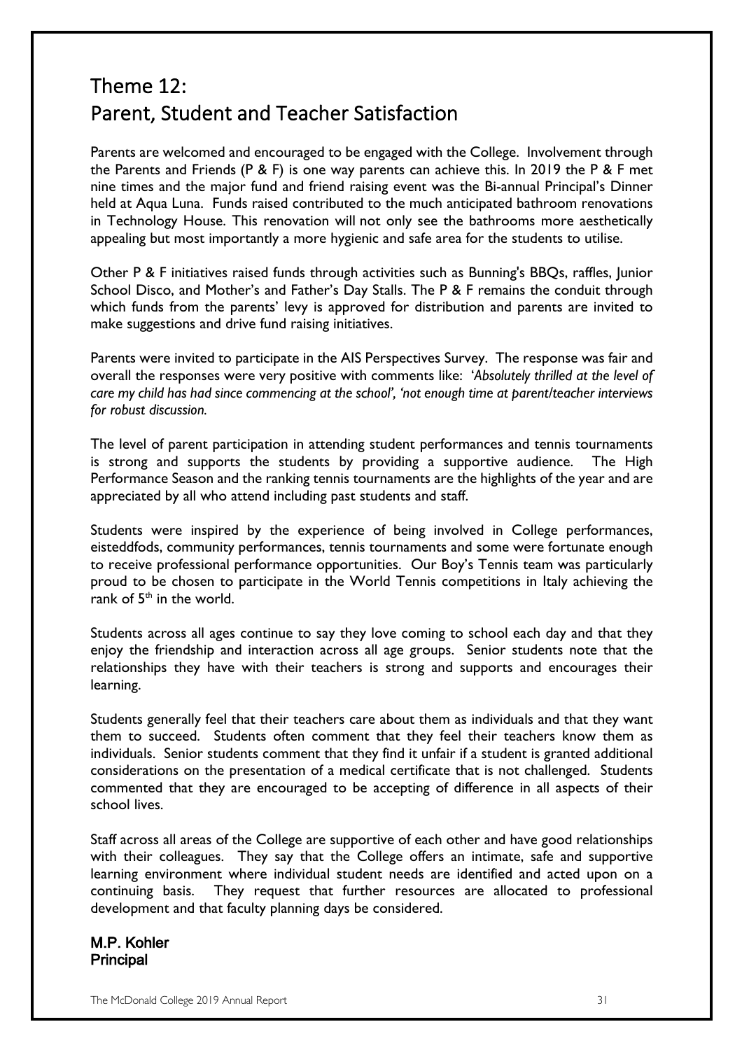# Theme 12: Parent, Student and Teacher Satisfaction

Parents are welcomed and encouraged to be engaged with the College. Involvement through the Parents and Friends (P & F) is one way parents can achieve this. In 2019 the P & F met nine times and the major fund and friend raising event was the Bi-annual Principal's Dinner held at Aqua Luna. Funds raised contributed to the much anticipated bathroom renovations in Technology House. This renovation will not only see the bathrooms more aesthetically appealing but most importantly a more hygienic and safe area for the students to utilise.

Other P & F initiatives raised funds through activities such as Bunning's BBQs, raffles, Junior School Disco, and Mother's and Father's Day Stalls. The P & F remains the conduit through which funds from the parents' levy is approved for distribution and parents are invited to make suggestions and drive fund raising initiatives.

Parents were invited to participate in the AIS Perspectives Survey. The response was fair and overall the responses were very positive with comments like: *'Absolutely thrilled at the level of care my child has had since commencing at the school', 'not enough time at parent/teacher interviews for robust discussion.*

The level of parent participation in attending student performances and tennis tournaments is strong and supports the students by providing a supportive audience. The High Performance Season and the ranking tennis tournaments are the highlights of the year and are appreciated by all who attend including past students and staff.

Students were inspired by the experience of being involved in College performances, eisteddfods, community performances, tennis tournaments and some were fortunate enough to receive professional performance opportunities. Our Boy's Tennis team was particularly proud to be chosen to participate in the World Tennis competitions in Italy achieving the rank of 5th in the world.

Students across all ages continue to say they love coming to school each day and that they enjoy the friendship and interaction across all age groups. Senior students note that the relationships they have with their teachers is strong and supports and encourages their learning.

Students generally feel that their teachers care about them as individuals and that they want them to succeed. Students often comment that they feel their teachers know them as individuals. Senior students comment that they find it unfair if a student is granted additional considerations on the presentation of a medical certificate that is not challenged. Students commented that they are encouraged to be accepting of difference in all aspects of their school lives.

Staff across all areas of the College are supportive of each other and have good relationships with their colleagues. They say that the College offers an intimate, safe and supportive learning environment where individual student needs are identified and acted upon on a continuing basis. They request that further resources are allocated to professional development and that faculty planning days be considered.

**M.P. Kohler**
**Principal**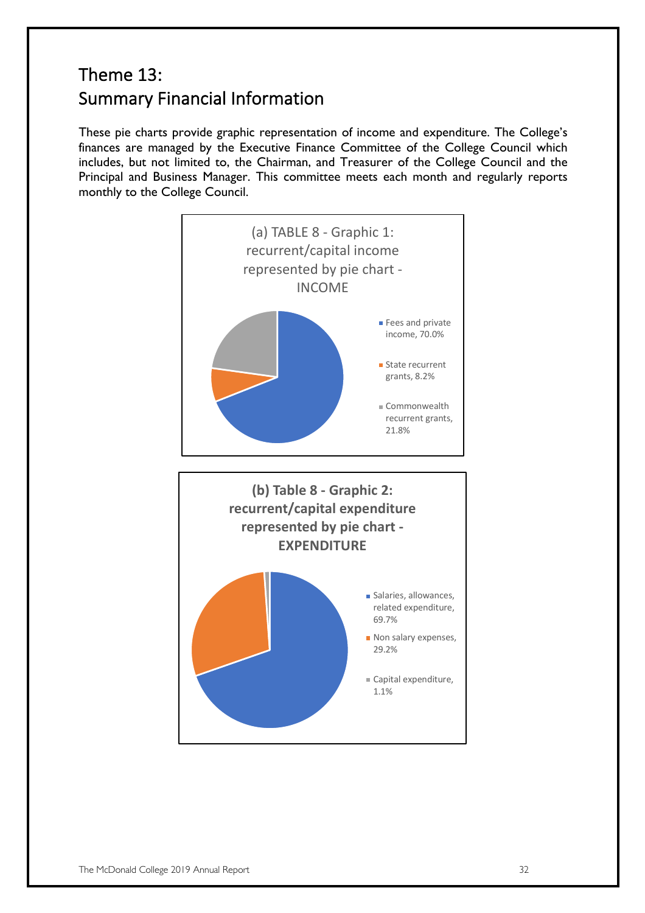# Theme 13:
# Summary Financial Information

These pie charts provide graphic representation of income and expenditure. The College's finances are managed by the Executive Finance Committee of the College Council which includes, but not limited to, the Chairman, and Treasurer of the College Council and the Principal and Business Manager. This committee meets each month and regularly reports monthly to the College Council.

(a) TABLE 8 - Graphic 1: recurrent/capital income represented by pie chart - INCOME

- Fees and private income, 70.0%
- State recurrent grants, 8.2%
- Commonwealth recurrent grants, 21.8%

**(b) Table 8 - Graphic 2: recurrent/capital expenditure represented by pie chart - EXPENDITURE**

- Salaries, allowances, related expenditure, 69.7%
- Non salary expenses, 29.2%
- Capital expenditure, 1.1%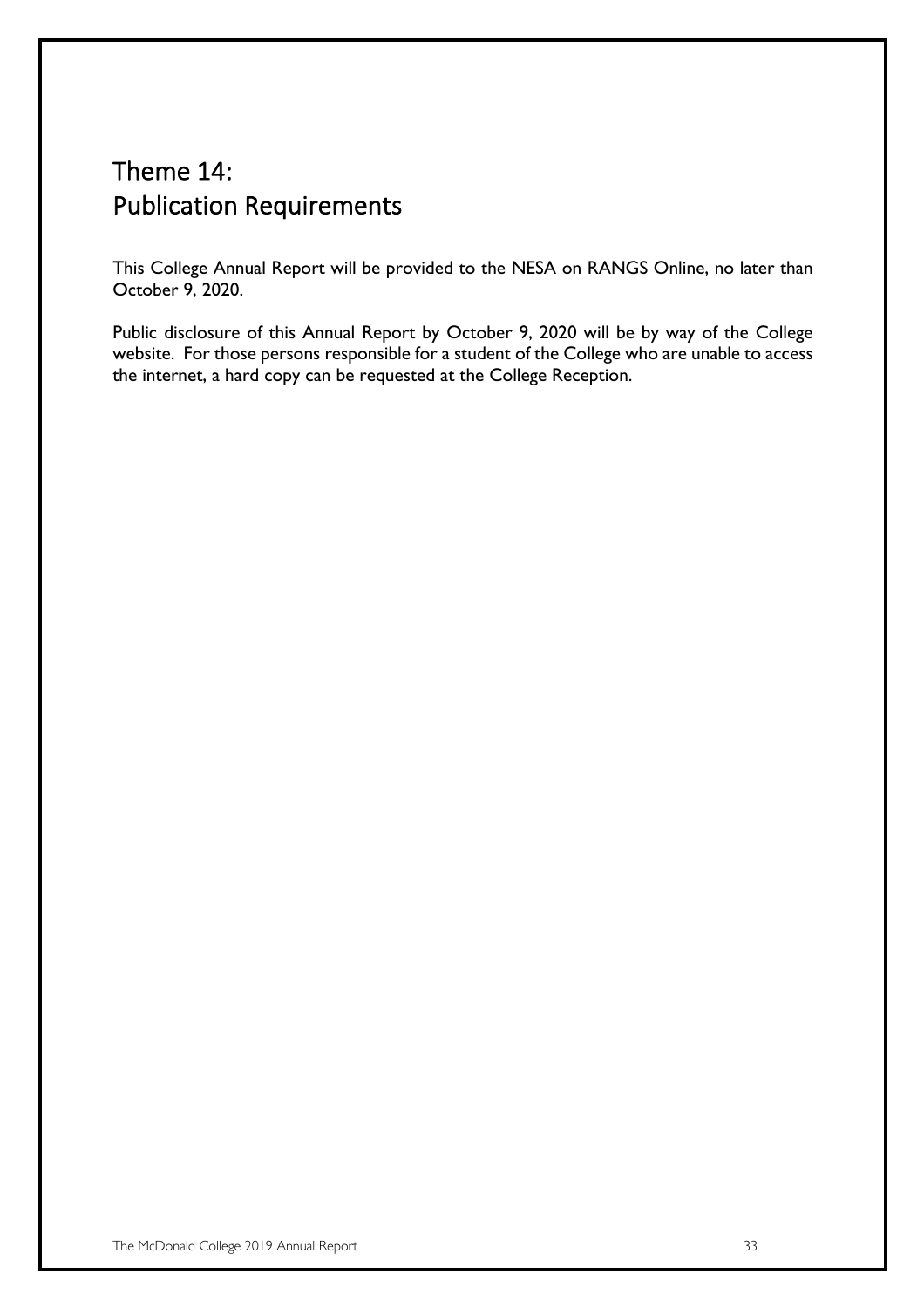# Theme 14:
# Publication Requirements

This College Annual Report will be provided to the NESA on RANGS Online, no later than October 9, 2020.

Public disclosure of this Annual Report by October 9, 2020 will be by way of the College website. For those persons responsible for a student of the College who are unable to access the internet, a hard copy can be requested at the College Reception.